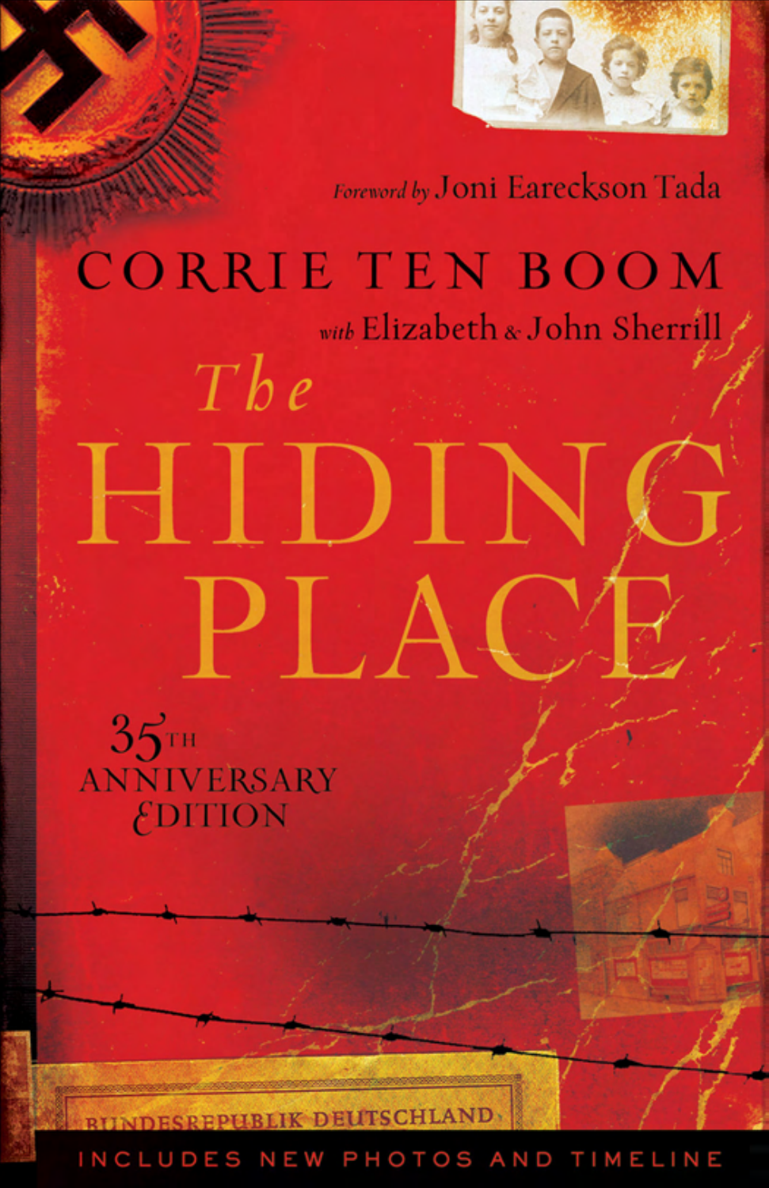*Foreword by* Joni Eareckson Tada

CORRIE TEN BOOM

*with* Elizabeth & John Sherrill

# The HIDING PLACE

35TH ANNIVERSARY EDITION

BUNDESREPUBLIK DEUTSCHLAND

INCLUDES NEW PHOTOS AND TIMELINE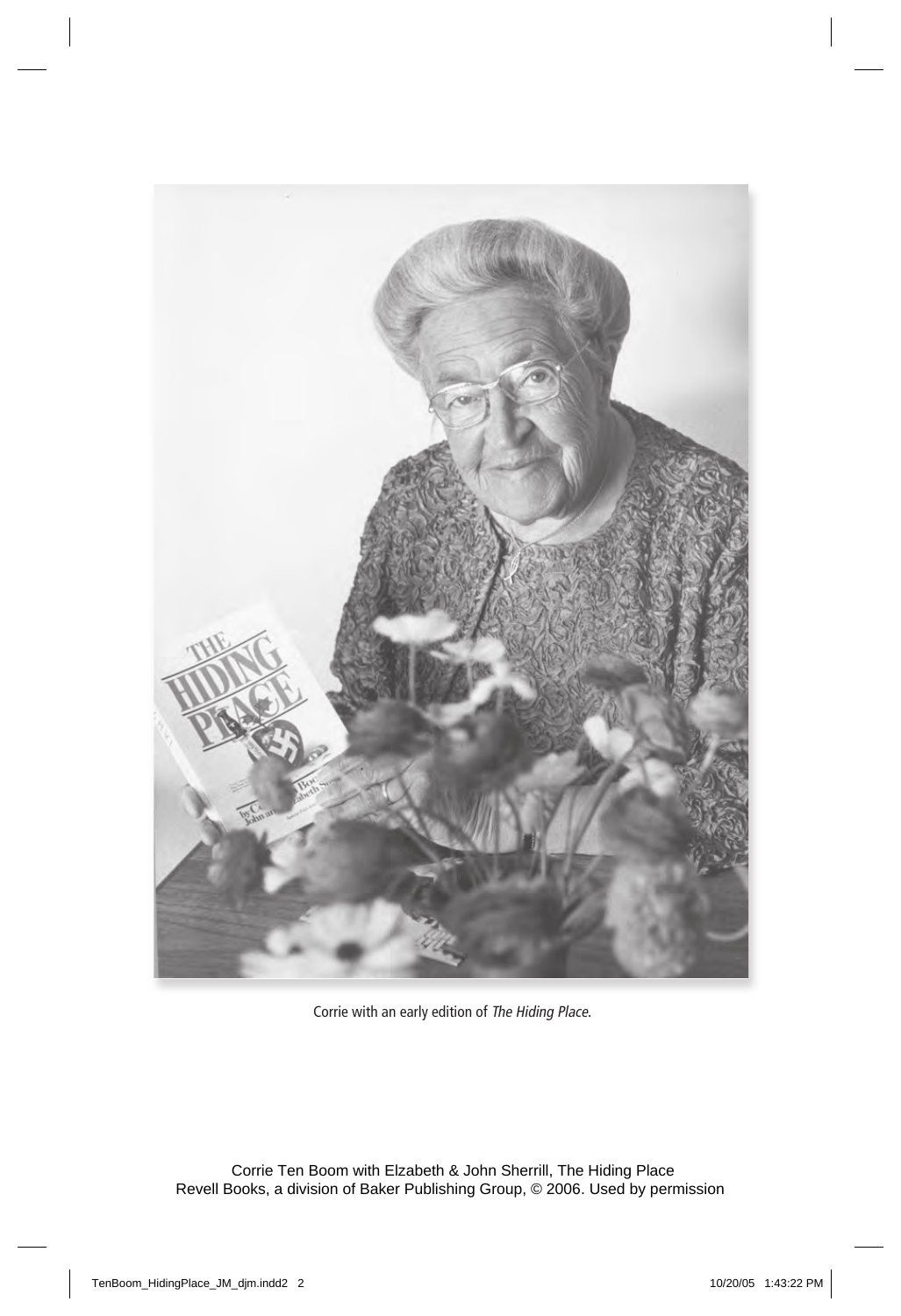Corrie with an early edition of *The Hiding Place*.

Corrie Ten Boom with Elzabeth & John Sherrill, The Hiding Place
Revell Books, a division of Baker Publishing Group, © 2006. Used by permission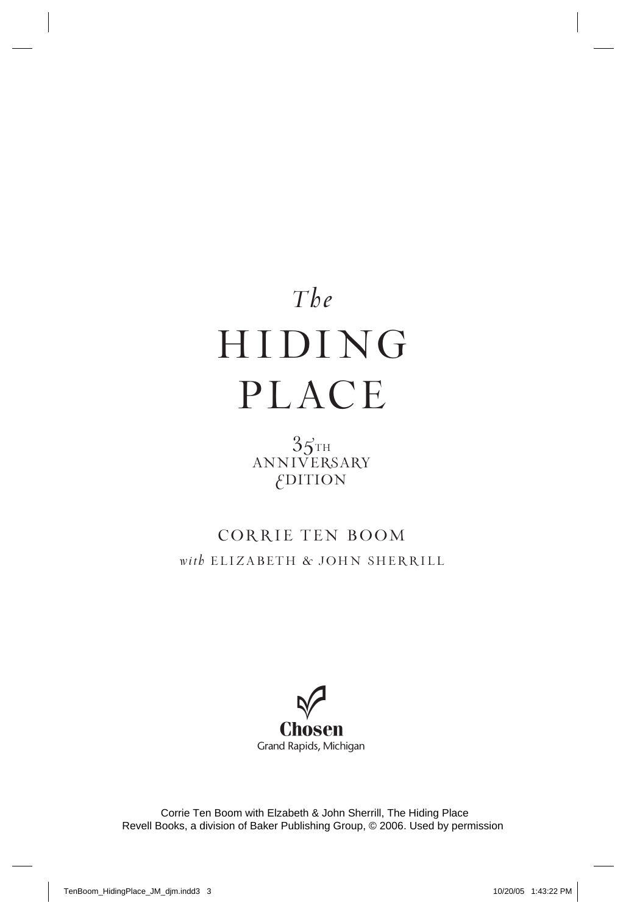*The*

# HIDING PLACE

35TH ANNIVERSARY EDITION

CORRIE TEN BOOM

*with* ELIZABETH & JOHN SHERRILL

**Chosen**
Grand Rapids, Michigan

Corrie Ten Boom with Elzabeth & John Sherrill, The Hiding Place
Revell Books, a division of Baker Publishing Group, © 2006. Used by permission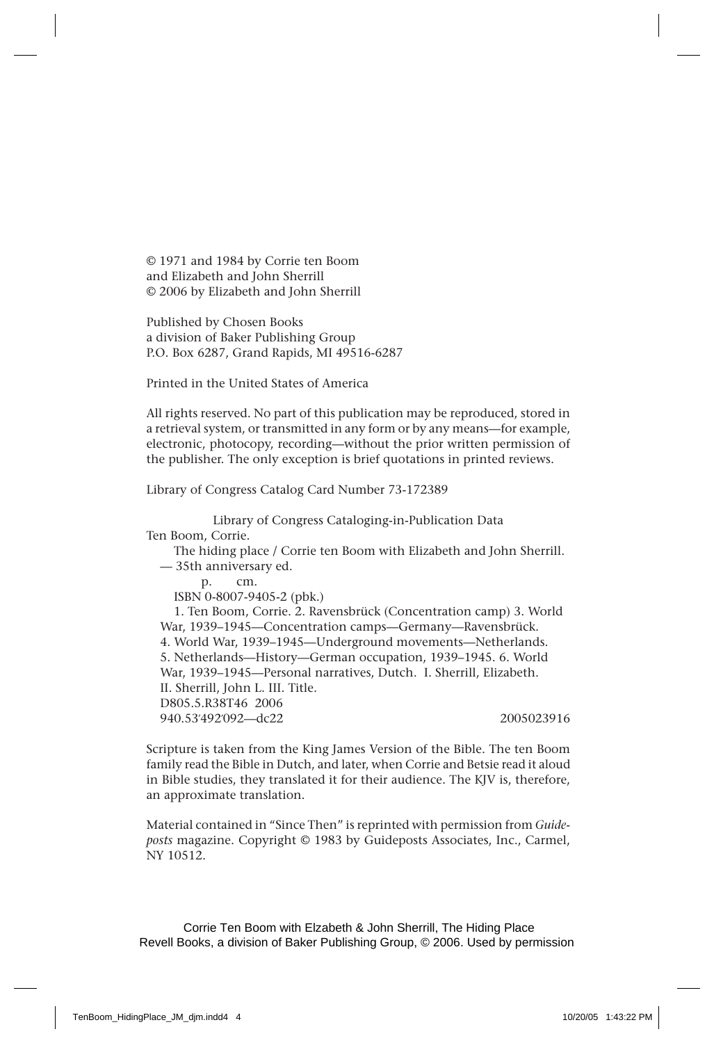© 1971 and 1984 by Corrie ten Boom
and Elizabeth and John Sherrill
© 2006 by Elizabeth and John Sherrill

Published by Chosen Books
a division of Baker Publishing Group
P.O. Box 6287, Grand Rapids, MI 49516-6287

Printed in the United States of America

All rights reserved. No part of this publication may be reproduced, stored in a retrieval system, or transmitted in any form or by any means—for example, electronic, photocopy, recording—without the prior written permission of the publisher. The only exception is brief quotations in printed reviews.

Library of Congress Catalog Card Number 73-172389

Library of Congress Cataloging-in-Publication Data

Ten Boom, Corrie.

The hiding place / Corrie ten Boom with Elizabeth and John Sherrill. — 35th anniversary ed.

p. cm.

ISBN 0-8007-9405-2 (pbk.)

1. Ten Boom, Corrie. 2. Ravensbrück (Concentration camp) 3. World War, 1939–1945—Concentration camps—Germany—Ravensbrück. 4. World War, 1939–1945—Underground movements—Netherlands. 5. Netherlands—History—German occupation, 1939–1945. 6. World War, 1939–1945—Personal narratives, Dutch. I. Sherrill, Elizabeth. II. Sherrill, John L. III. Title.

D805.5.R38T46 2006

940.53′492′092—dc22 2005023916

Scripture is taken from the King James Version of the Bible. The ten Boom family read the Bible in Dutch, and later, when Corrie and Betsie read it aloud in Bible studies, they translated it for their audience. The KJV is, therefore, an approximate translation.

Material contained in "Since Then" is reprinted with permission from *Guideposts* magazine. Copyright © 1983 by Guideposts Associates, Inc., Carmel, NY 10512.

Corrie Ten Boom with Elzabeth & John Sherrill, The Hiding Place
Revell Books, a division of Baker Publishing Group, © 2006. Used by permission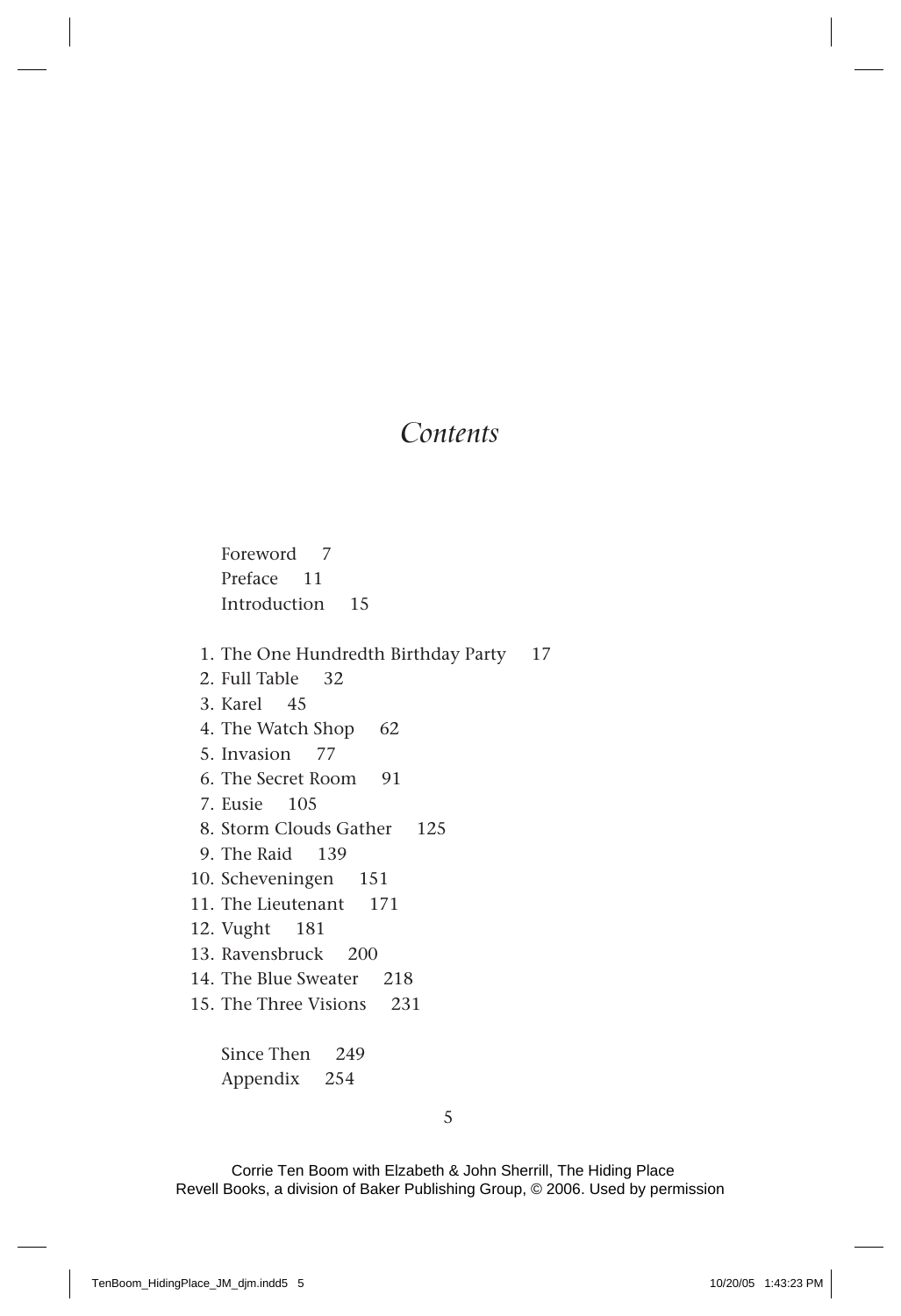# *Contents*

Foreword 7
Preface 11
Introduction 15

1. The One Hundredth Birthday Party 17
2. Full Table 32
3. Karel 45
4. The Watch Shop 62
5. Invasion 77
6. The Secret Room 91
7. Eusie 105
8. Storm Clouds Gather 125
9. The Raid 139
10. Scheveningen 151
11. The Lieutenant 171
12. Vught 181
13. Ravensbruck 200
14. The Blue Sweater 218
15. The Three Visions 231

Since Then 249
Appendix 254

Corrie Ten Boom with Elzabeth & John Sherrill, The Hiding Place
Revell Books, a division of Baker Publishing Group, © 2006. Used by permission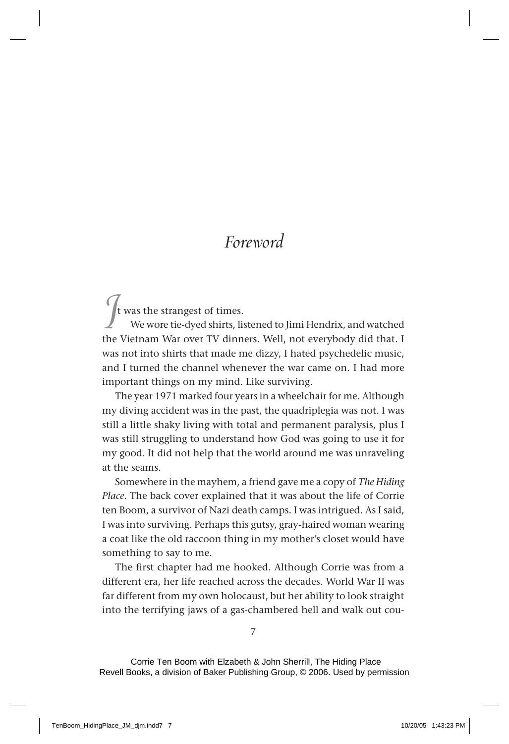# Foreword

It was the strangest of times.

We wore tie-dyed shirts, listened to Jimi Hendrix, and watched the Vietnam War over TV dinners. Well, not everybody did that. I was not into shirts that made me dizzy, I hated psychedelic music, and I turned the channel whenever the war came on. I had more important things on my mind. Like surviving.

The year 1971 marked four years in a wheelchair for me. Although my diving accident was in the past, the quadriplegia was not. I was still a little shaky living with total and permanent paralysis, plus I was still struggling to understand how God was going to use it for my good. It did not help that the world around me was unraveling at the seams.

Somewhere in the mayhem, a friend gave me a copy of *The Hiding Place*. The back cover explained that it was about the life of Corrie ten Boom, a survivor of Nazi death camps. I was intrigued. As I said, I was into surviving. Perhaps this gutsy, gray-haired woman wearing a coat like the old raccoon thing in my mother's closet would have something to say to me.

The first chapter had me hooked. Although Corrie was from a different era, her life reached across the decades. World War II was far different from my own holocaust, but her ability to look straight into the terrifying jaws of a gas-chambered hell and walk out cou-

Corrie Ten Boom with Elzabeth & John Sherrill, The Hiding Place
Revell Books, a division of Baker Publishing Group, © 2006. Used by permission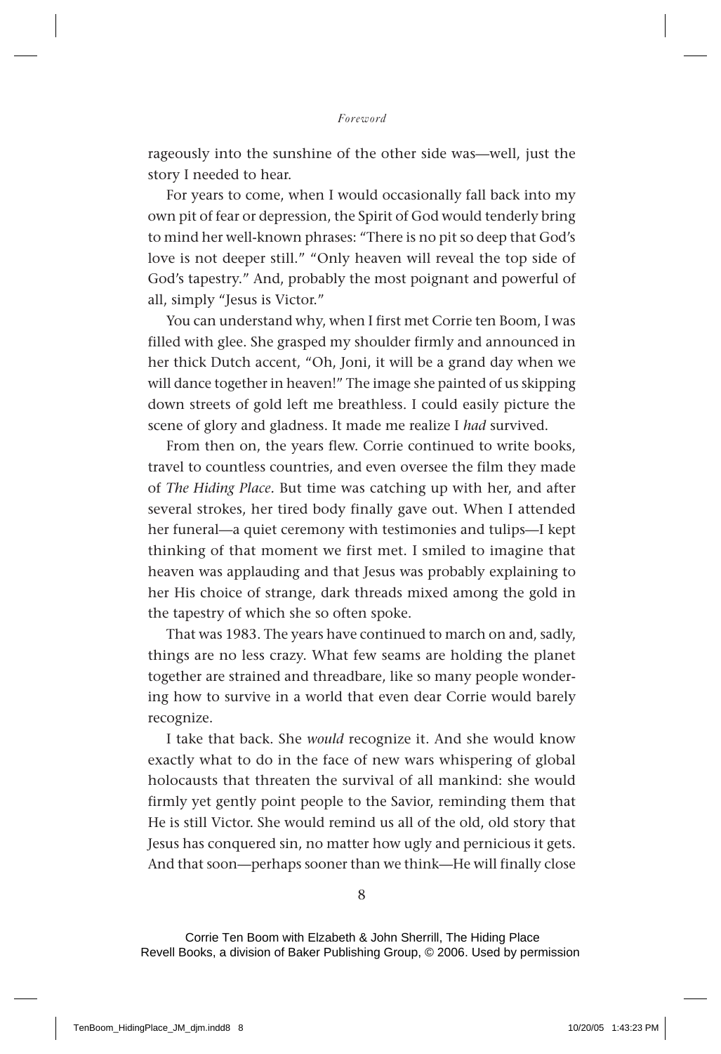rageously into the sunshine of the other side was—well, just the story I needed to hear.

For years to come, when I would occasionally fall back into my own pit of fear or depression, the Spirit of God would tenderly bring to mind her well-known phrases: "There is no pit so deep that God's love is not deeper still." "Only heaven will reveal the top side of God's tapestry." And, probably the most poignant and powerful of all, simply "Jesus is Victor."

You can understand why, when I first met Corrie ten Boom, I was filled with glee. She grasped my shoulder firmly and announced in her thick Dutch accent, "Oh, Joni, it will be a grand day when we will dance together in heaven!" The image she painted of us skipping down streets of gold left me breathless. I could easily picture the scene of glory and gladness. It made me realize I *had* survived.

From then on, the years flew. Corrie continued to write books, travel to countless countries, and even oversee the film they made of *The Hiding Place*. But time was catching up with her, and after several strokes, her tired body finally gave out. When I attended her funeral—a quiet ceremony with testimonies and tulips—I kept thinking of that moment we first met. I smiled to imagine that heaven was applauding and that Jesus was probably explaining to her His choice of strange, dark threads mixed among the gold in the tapestry of which she so often spoke.

That was 1983. The years have continued to march on and, sadly, things are no less crazy. What few seams are holding the planet together are strained and threadbare, like so many people wondering how to survive in a world that even dear Corrie would barely recognize.

I take that back. She *would* recognize it. And she would know exactly what to do in the face of new wars whispering of global holocausts that threaten the survival of all mankind: she would firmly yet gently point people to the Savior, reminding them that He is still Victor. She would remind us all of the old, old story that Jesus has conquered sin, no matter how ugly and pernicious it gets. And that soon—perhaps sooner than we think—He will finally close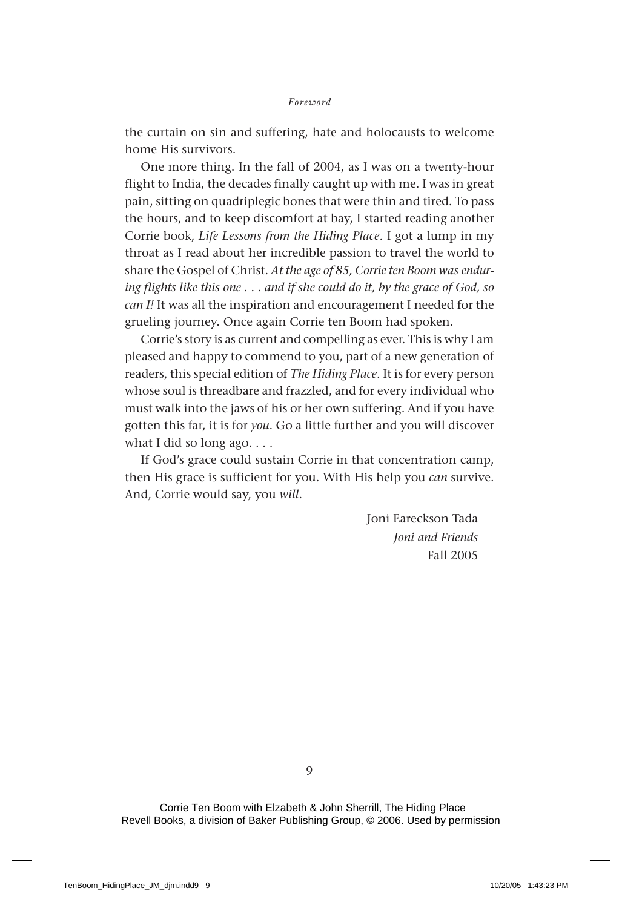the curtain on sin and suffering, hate and holocausts to welcome home His survivors.

One more thing. In the fall of 2004, as I was on a twenty-hour flight to India, the decades finally caught up with me. I was in great pain, sitting on quadriplegic bones that were thin and tired. To pass the hours, and to keep discomfort at bay, I started reading another Corrie book, *Life Lessons from the Hiding Place*. I got a lump in my throat as I read about her incredible passion to travel the world to share the Gospel of Christ. *At the age of 85, Corrie ten Boom was enduring flights like this one . . . and if she could do it, by the grace of God, so can I!* It was all the inspiration and encouragement I needed for the grueling journey. Once again Corrie ten Boom had spoken.

Corrie's story is as current and compelling as ever. This is why I am pleased and happy to commend to you, part of a new generation of readers, this special edition of *The Hiding Place*. It is for every person whose soul is threadbare and frazzled, and for every individual who must walk into the jaws of his or her own suffering. And if you have gotten this far, it is for *you*. Go a little further and you will discover what I did so long ago. . . .

If God's grace could sustain Corrie in that concentration camp, then His grace is sufficient for you. With His help you *can* survive. And, Corrie would say, you *will*.

Joni Eareckson Tada
*Joni and Friends*
Fall 2005

Corrie Ten Boom with Elzabeth & John Sherrill, The Hiding Place
Revell Books, a division of Baker Publishing Group, © 2006. Used by permission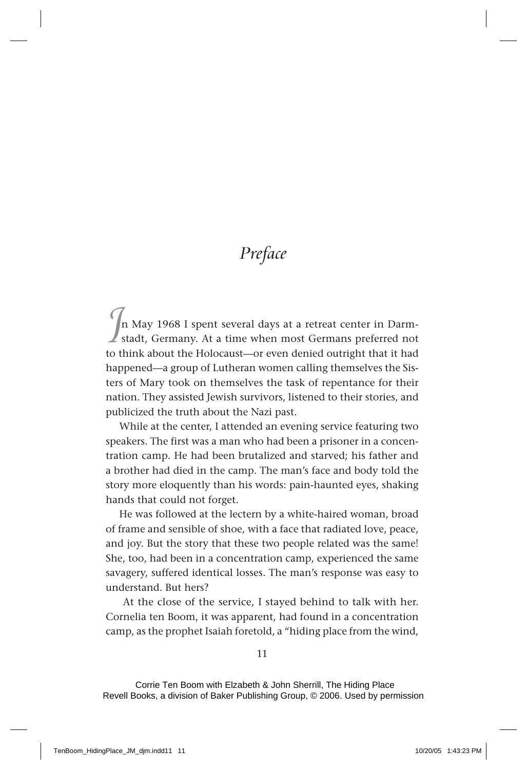# Preface

In May 1968 I spent several days at a retreat center in Darmstadt, Germany. At a time when most Germans preferred not to think about the Holocaust—or even denied outright that it had happened—a group of Lutheran women calling themselves the Sisters of Mary took on themselves the task of repentance for their nation. They assisted Jewish survivors, listened to their stories, and publicized the truth about the Nazi past.

While at the center, I attended an evening service featuring two speakers. The first was a man who had been a prisoner in a concentration camp. He had been brutalized and starved; his father and a brother had died in the camp. The man's face and body told the story more eloquently than his words: pain-haunted eyes, shaking hands that could not forget.

He was followed at the lectern by a white-haired woman, broad of frame and sensible of shoe, with a face that radiated love, peace, and joy. But the story that these two people related was the same! She, too, had been in a concentration camp, experienced the same savagery, suffered identical losses. The man's response was easy to understand. But hers?

At the close of the service, I stayed behind to talk with her. Cornelia ten Boom, it was apparent, had found in a concentration camp, as the prophet Isaiah foretold, a "hiding place from the wind,

Corrie Ten Boom with Elzabeth & John Sherrill, The Hiding Place
Revell Books, a division of Baker Publishing Group, © 2006. Used by permission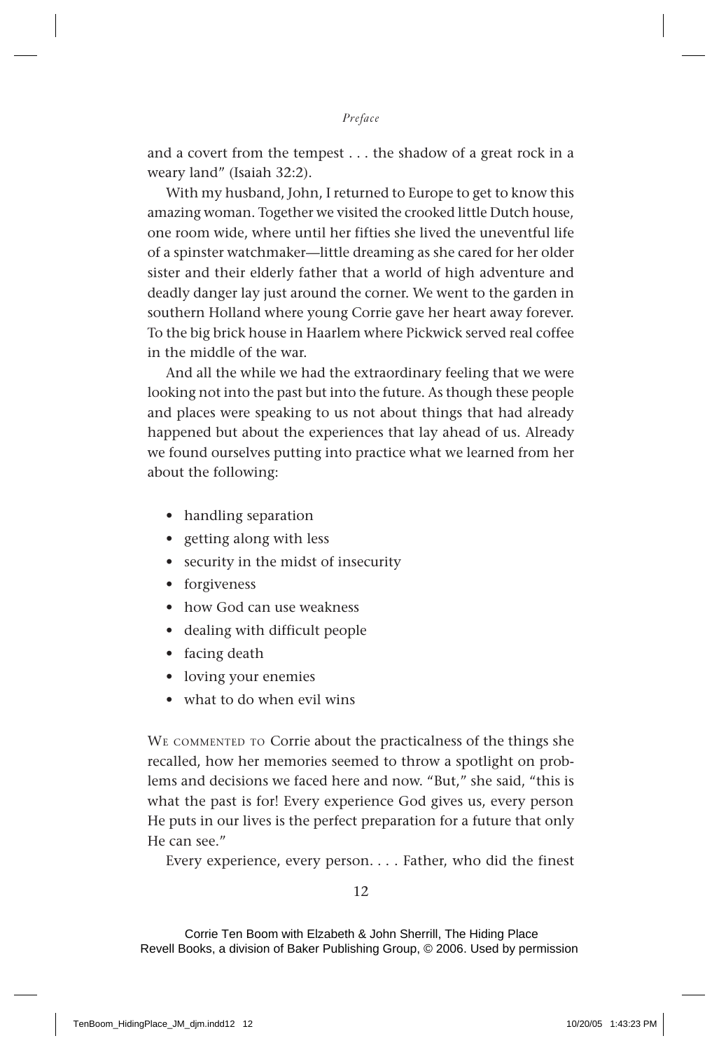and a covert from the tempest . . . the shadow of a great rock in a weary land" (Isaiah 32:2).

With my husband, John, I returned to Europe to get to know this amazing woman. Together we visited the crooked little Dutch house, one room wide, where until her fifties she lived the uneventful life of a spinster watchmaker—little dreaming as she cared for her older sister and their elderly father that a world of high adventure and deadly danger lay just around the corner. We went to the garden in southern Holland where young Corrie gave her heart away forever. To the big brick house in Haarlem where Pickwick served real coffee in the middle of the war.

And all the while we had the extraordinary feeling that we were looking not into the past but into the future. As though these people and places were speaking to us not about things that had already happened but about the experiences that lay ahead of us. Already we found ourselves putting into practice what we learned from her about the following:

- handling separation
- getting along with less
- security in the midst of insecurity
- forgiveness
- how God can use weakness
- dealing with difficult people
- facing death
- loving your enemies
- what to do when evil wins

We commented to Corrie about the practicalness of the things she recalled, how her memories seemed to throw a spotlight on problems and decisions we faced here and now. "But," she said, "this is what the past is for! Every experience God gives us, every person He puts in our lives is the perfect preparation for a future that only He can see."

Every experience, every person. . . . Father, who did the finest

Corrie Ten Boom with Elzabeth & John Sherrill, The Hiding Place
Revell Books, a division of Baker Publishing Group, © 2006. Used by permission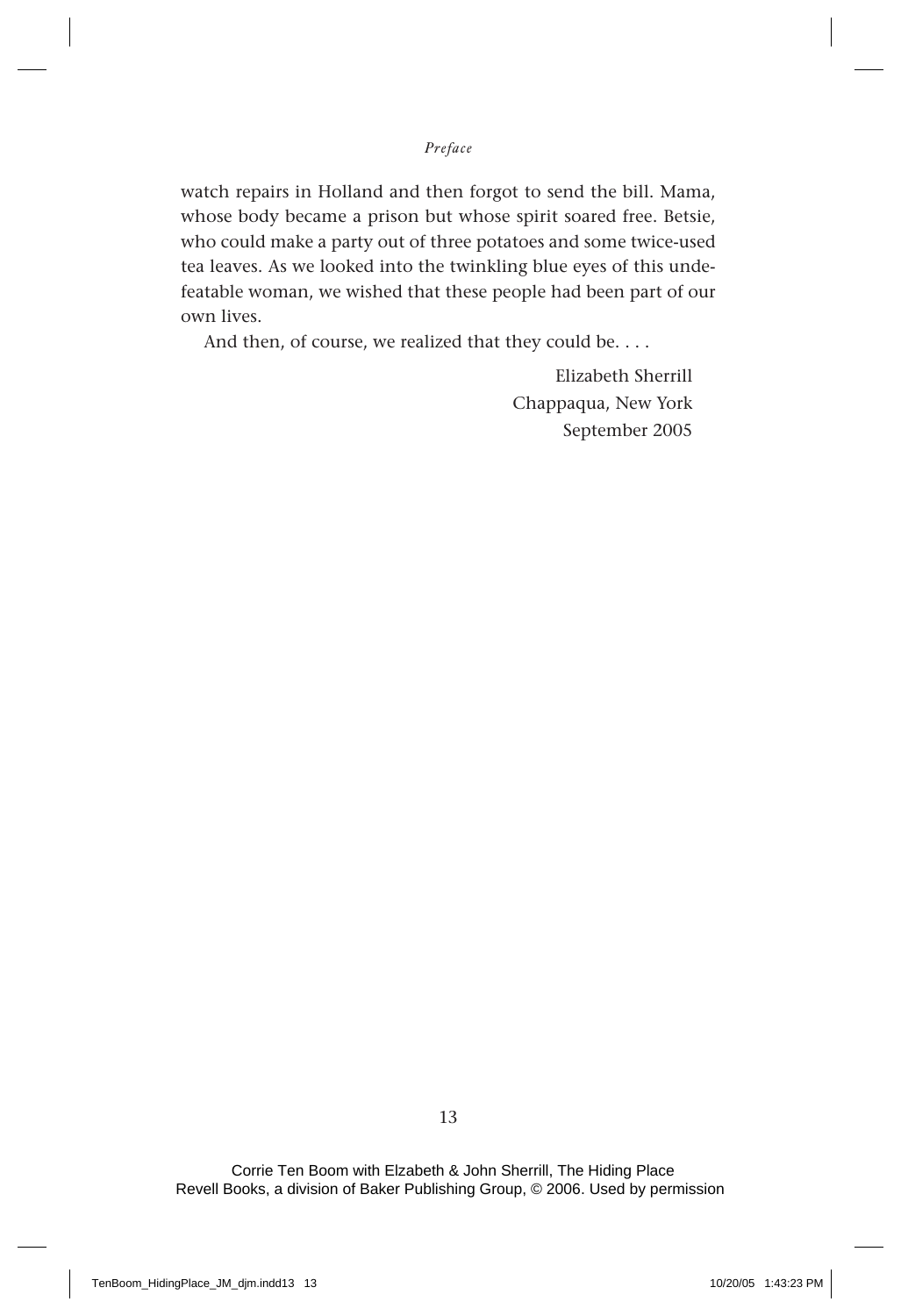watch repairs in Holland and then forgot to send the bill. Mama, whose body became a prison but whose spirit soared free. Betsie, who could make a party out of three potatoes and some twice-used tea leaves. As we looked into the twinkling blue eyes of this undefeatable woman, we wished that these people had been part of our own lives.

And then, of course, we realized that they could be. . . .

Elizabeth Sherrill
Chappaqua, New York
September 2005

Corrie Ten Boom with Elzabeth & John Sherrill, The Hiding Place
Revell Books, a division of Baker Publishing Group, © 2006. Used by permission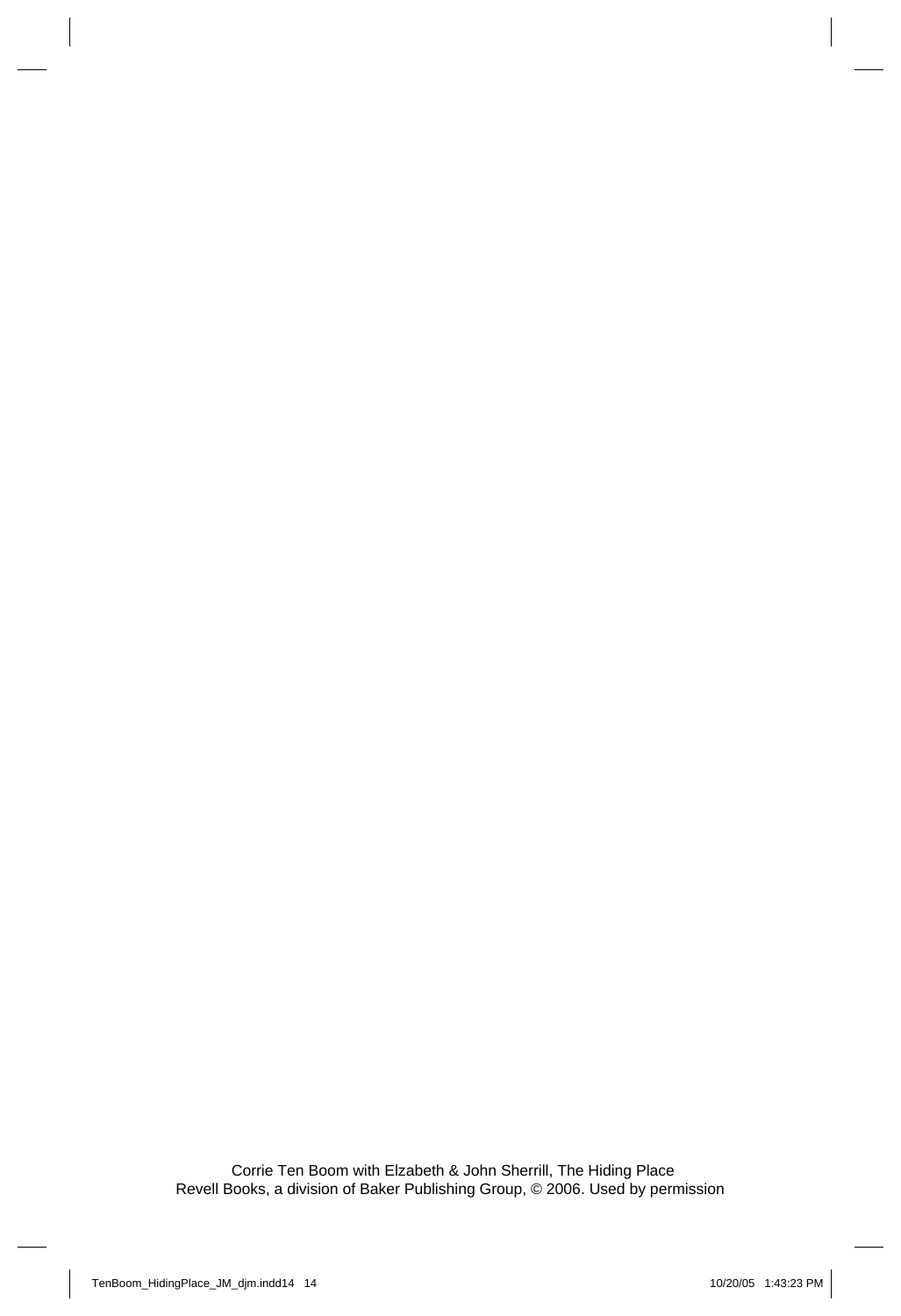Corrie Ten Boom with Elzabeth & John Sherrill, The Hiding Place
Revell Books, a division of Baker Publishing Group, © 2006. Used by permission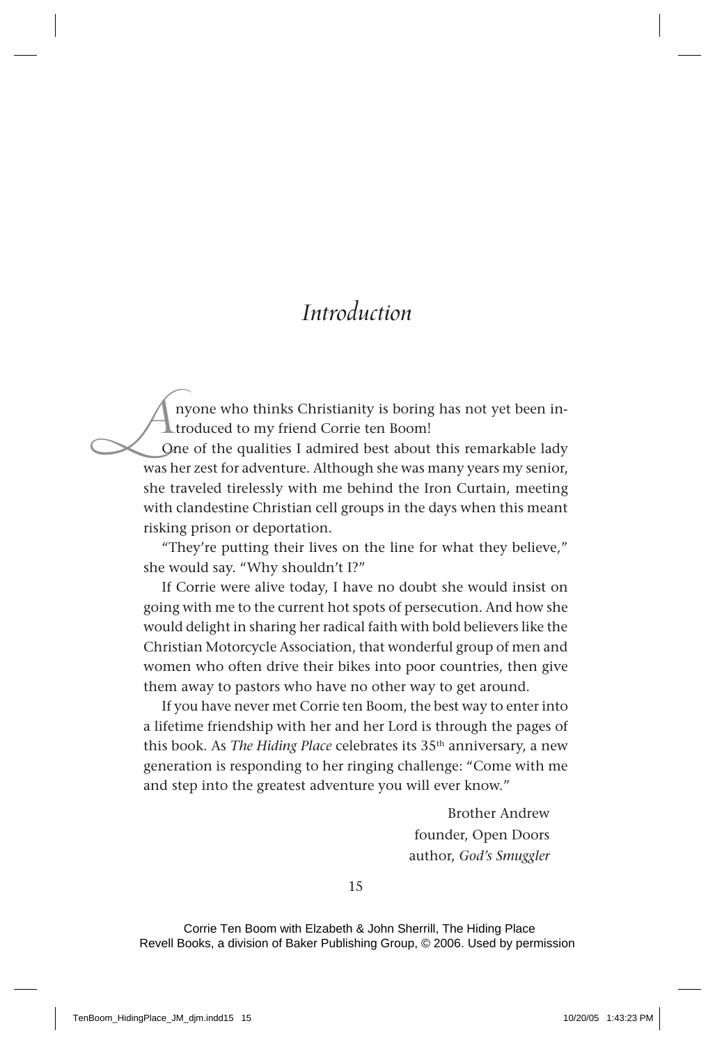# *Introduction*

Anyone who thinks Christianity is boring has not yet been introduced to my friend Corrie ten Boom!

One of the qualities I admired best about this remarkable lady was her zest for adventure. Although she was many years my senior, she traveled tirelessly with me behind the Iron Curtain, meeting with clandestine Christian cell groups in the days when this meant risking prison or deportation.

"They're putting their lives on the line for what they believe," she would say. "Why shouldn't I?"

If Corrie were alive today, I have no doubt she would insist on going with me to the current hot spots of persecution. And how she would delight in sharing her radical faith with bold believers like the Christian Motorcycle Association, that wonderful group of men and women who often drive their bikes into poor countries, then give them away to pastors who have no other way to get around.

If you have never met Corrie ten Boom, the best way to enter into a lifetime friendship with her and her Lord is through the pages of this book. As *The Hiding Place* celebrates its 35th anniversary, a new generation is responding to her ringing challenge: "Come with me and step into the greatest adventure you will ever know."

Brother Andrew
founder, Open Doors
author, *God's Smuggler*

Corrie Ten Boom with Elzabeth & John Sherrill, The Hiding Place
Revell Books, a division of Baker Publishing Group, © 2006. Used by permission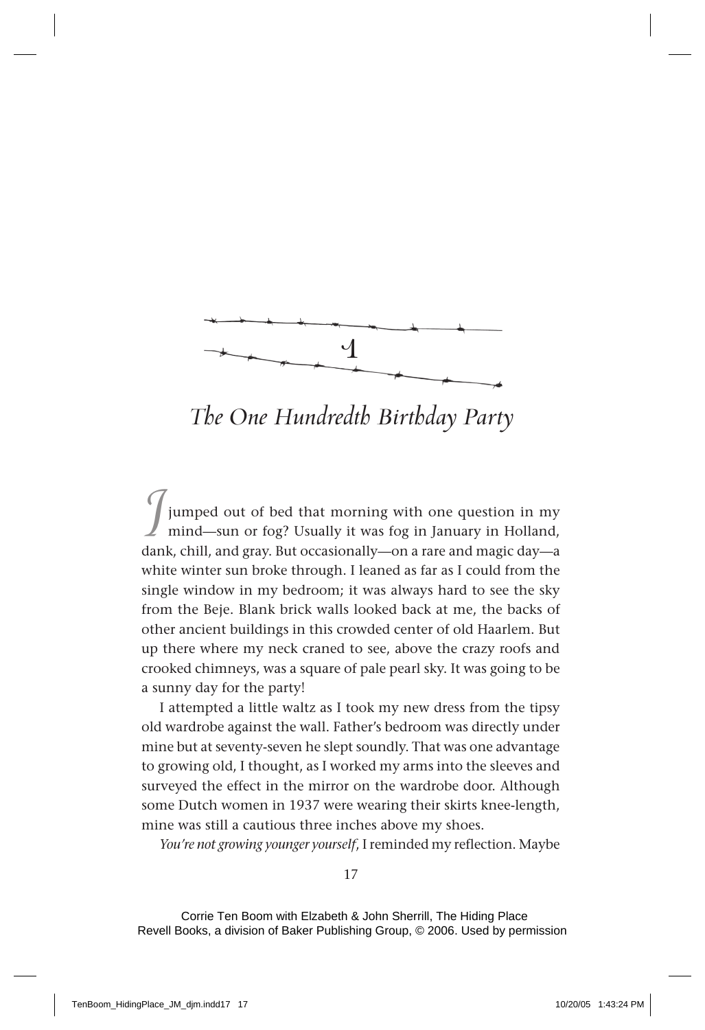# 1

## *The One Hundredth Birthday Party*

I jumped out of bed that morning with one question in my mind—sun or fog? Usually it was fog in January in Holland, dank, chill, and gray. But occasionally—on a rare and magic day—a white winter sun broke through. I leaned as far as I could from the single window in my bedroom; it was always hard to see the sky from the Beje. Blank brick walls looked back at me, the backs of other ancient buildings in this crowded center of old Haarlem. But up there where my neck craned to see, above the crazy roofs and crooked chimneys, was a square of pale pearl sky. It was going to be a sunny day for the party!

I attempted a little waltz as I took my new dress from the tipsy old wardrobe against the wall. Father's bedroom was directly under mine but at seventy-seven he slept soundly. That was one advantage to growing old, I thought, as I worked my arms into the sleeves and surveyed the effect in the mirror on the wardrobe door. Although some Dutch women in 1937 were wearing their skirts knee-length, mine was still a cautious three inches above my shoes.

*You're not growing younger yourself*, I reminded my reflection. Maybe

Corrie Ten Boom with Elzabeth & John Sherrill, The Hiding Place
Revell Books, a division of Baker Publishing Group, © 2006. Used by permission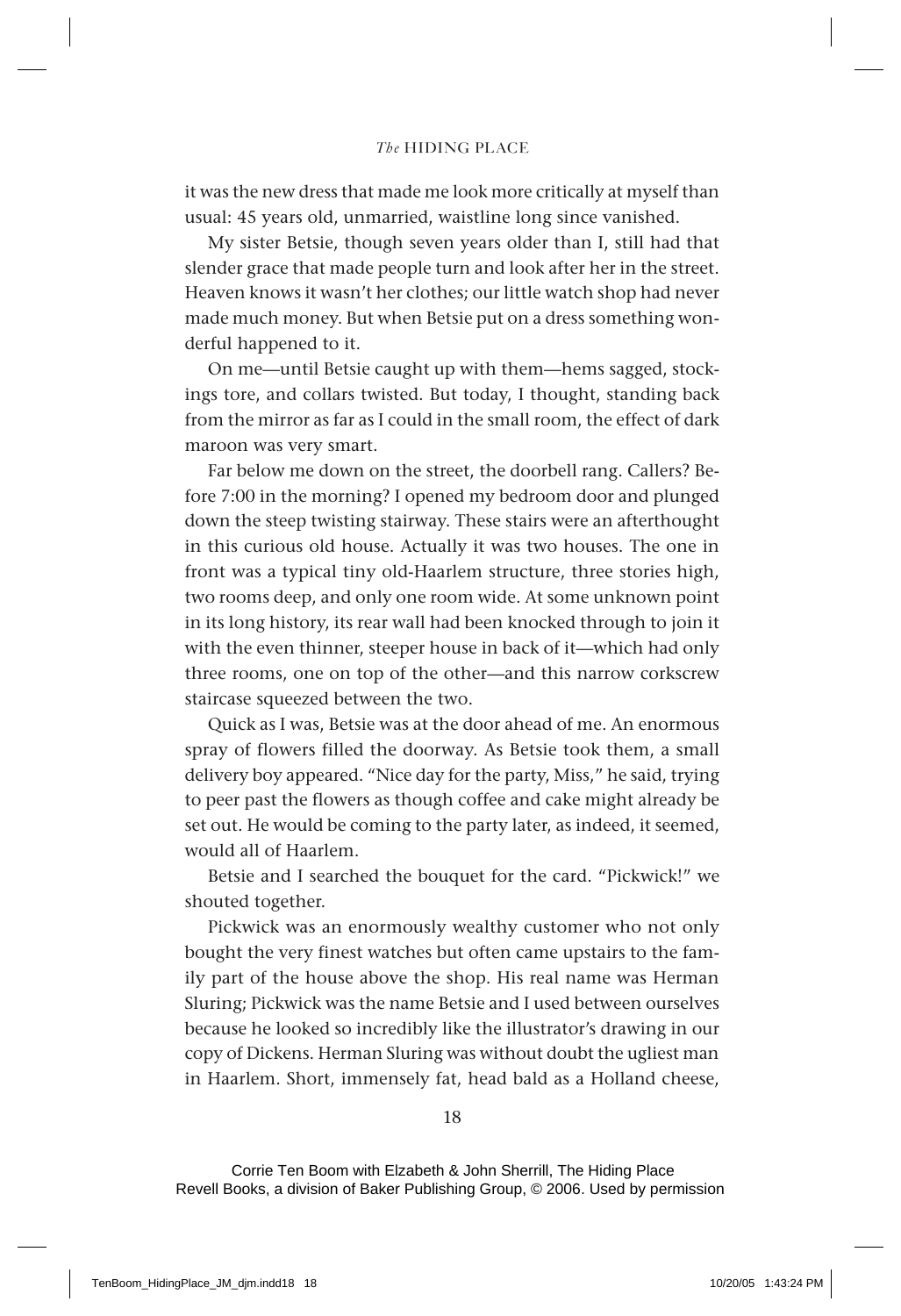it was the new dress that made me look more critically at myself than usual: 45 years old, unmarried, waistline long since vanished.

My sister Betsie, though seven years older than I, still had that slender grace that made people turn and look after her in the street. Heaven knows it wasn't her clothes; our little watch shop had never made much money. But when Betsie put on a dress something wonderful happened to it.

On me—until Betsie caught up with them—hems sagged, stockings tore, and collars twisted. But today, I thought, standing back from the mirror as far as I could in the small room, the effect of dark maroon was very smart.

Far below me down on the street, the doorbell rang. Callers? Before 7:00 in the morning? I opened my bedroom door and plunged down the steep twisting stairway. These stairs were an afterthought in this curious old house. Actually it was two houses. The one in front was a typical tiny old-Haarlem structure, three stories high, two rooms deep, and only one room wide. At some unknown point in its long history, its rear wall had been knocked through to join it with the even thinner, steeper house in back of it—which had only three rooms, one on top of the other—and this narrow corkscrew staircase squeezed between the two.

Quick as I was, Betsie was at the door ahead of me. An enormous spray of flowers filled the doorway. As Betsie took them, a small delivery boy appeared. "Nice day for the party, Miss," he said, trying to peer past the flowers as though coffee and cake might already be set out. He would be coming to the party later, as indeed, it seemed, would all of Haarlem.

Betsie and I searched the bouquet for the card. "Pickwick!" we shouted together.

Pickwick was an enormously wealthy customer who not only bought the very finest watches but often came upstairs to the family part of the house above the shop. His real name was Herman Sluring; Pickwick was the name Betsie and I used between ourselves because he looked so incredibly like the illustrator's drawing in our copy of Dickens. Herman Sluring was without doubt the ugliest man in Haarlem. Short, immensely fat, head bald as a Holland cheese,

Corrie Ten Boom with Elzabeth & John Sherrill, The Hiding Place
Revell Books, a division of Baker Publishing Group, © 2006. Used by permission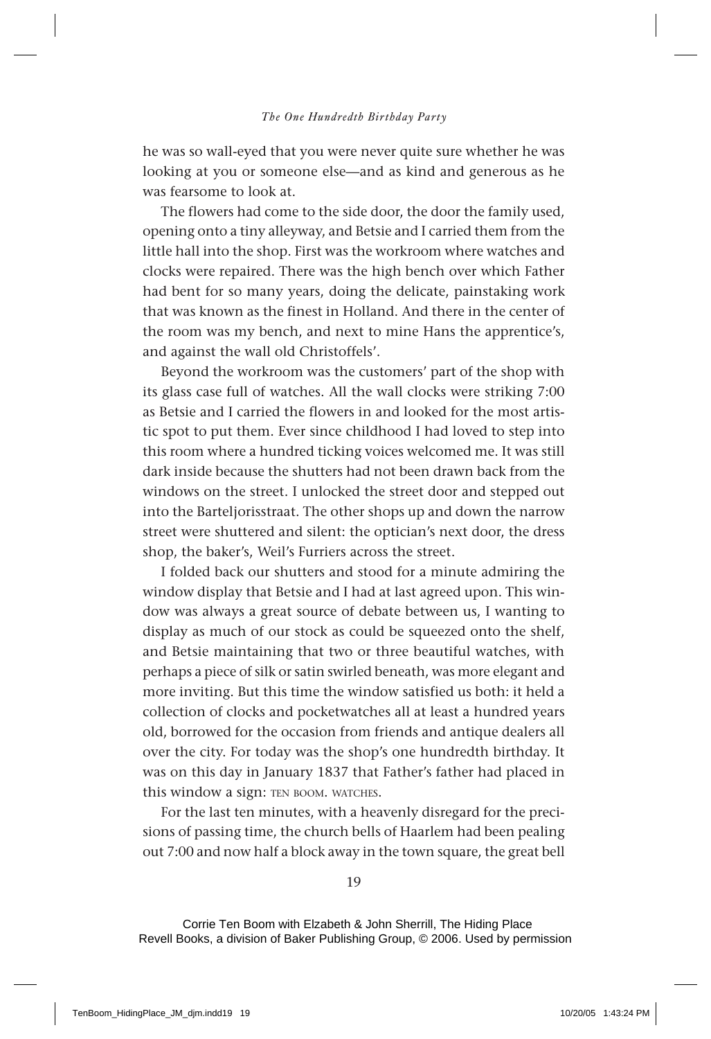he was so wall-eyed that you were never quite sure whether he was looking at you or someone else—and as kind and generous as he was fearsome to look at.

The flowers had come to the side door, the door the family used, opening onto a tiny alleyway, and Betsie and I carried them from the little hall into the shop. First was the workroom where watches and clocks were repaired. There was the high bench over which Father had bent for so many years, doing the delicate, painstaking work that was known as the finest in Holland. And there in the center of the room was my bench, and next to mine Hans the apprentice's, and against the wall old Christoffels'.

Beyond the workroom was the customers' part of the shop with its glass case full of watches. All the wall clocks were striking 7:00 as Betsie and I carried the flowers in and looked for the most artistic spot to put them. Ever since childhood I had loved to step into this room where a hundred ticking voices welcomed me. It was still dark inside because the shutters had not been drawn back from the windows on the street. I unlocked the street door and stepped out into the Barteljorisstraat. The other shops up and down the narrow street were shuttered and silent: the optician's next door, the dress shop, the baker's, Weil's Furriers across the street.

I folded back our shutters and stood for a minute admiring the window display that Betsie and I had at last agreed upon. This window was always a great source of debate between us, I wanting to display as much of our stock as could be squeezed onto the shelf, and Betsie maintaining that two or three beautiful watches, with perhaps a piece of silk or satin swirled beneath, was more elegant and more inviting. But this time the window satisfied us both: it held a collection of clocks and pocketwatches all at least a hundred years old, borrowed for the occasion from friends and antique dealers all over the city. For today was the shop's one hundredth birthday. It was on this day in January 1837 that Father's father had placed in this window a sign: TEN BOOM. WATCHES.

For the last ten minutes, with a heavenly disregard for the precisions of passing time, the church bells of Haarlem had been pealing out 7:00 and now half a block away in the town square, the great bell

Corrie Ten Boom with Elzabeth & John Sherrill, The Hiding Place
Revell Books, a division of Baker Publishing Group, © 2006. Used by permission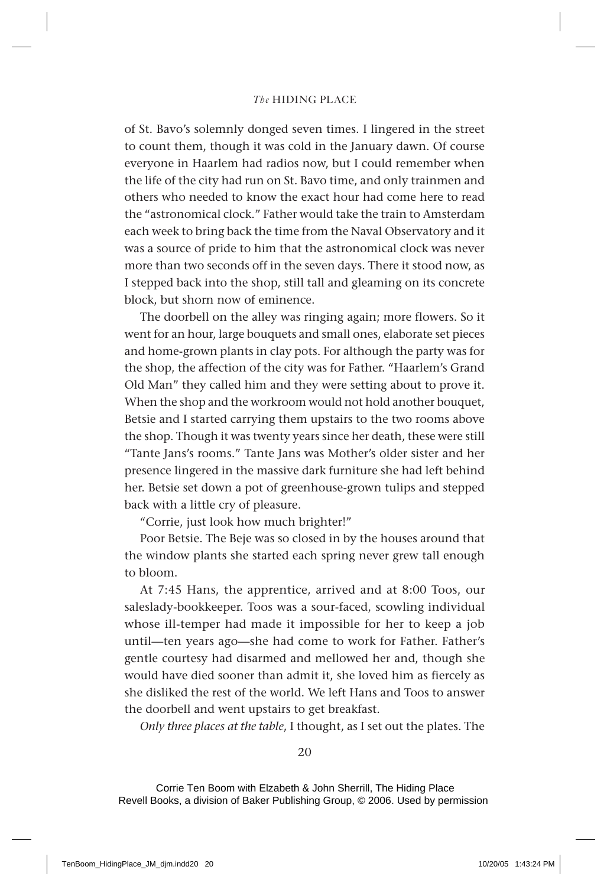of St. Bavo's solemnly donged seven times. I lingered in the street to count them, though it was cold in the January dawn. Of course everyone in Haarlem had radios now, but I could remember when the life of the city had run on St. Bavo time, and only trainmen and others who needed to know the exact hour had come here to read the "astronomical clock." Father would take the train to Amsterdam each week to bring back the time from the Naval Observatory and it was a source of pride to him that the astronomical clock was never more than two seconds off in the seven days. There it stood now, as I stepped back into the shop, still tall and gleaming on its concrete block, but shorn now of eminence.

The doorbell on the alley was ringing again; more flowers. So it went for an hour, large bouquets and small ones, elaborate set pieces and home-grown plants in clay pots. For although the party was for the shop, the affection of the city was for Father. "Haarlem's Grand Old Man" they called him and they were setting about to prove it. When the shop and the workroom would not hold another bouquet, Betsie and I started carrying them upstairs to the two rooms above the shop. Though it was twenty years since her death, these were still "Tante Jans's rooms." Tante Jans was Mother's older sister and her presence lingered in the massive dark furniture she had left behind her. Betsie set down a pot of greenhouse-grown tulips and stepped back with a little cry of pleasure.

"Corrie, just look how much brighter!"

Poor Betsie. The Beje was so closed in by the houses around that the window plants she started each spring never grew tall enough to bloom.

At 7:45 Hans, the apprentice, arrived and at 8:00 Toos, our saleslady-bookkeeper. Toos was a sour-faced, scowling individual whose ill-temper had made it impossible for her to keep a job until—ten years ago—she had come to work for Father. Father's gentle courtesy had disarmed and mellowed her and, though she would have died sooner than admit it, she loved him as fiercely as she disliked the rest of the world. We left Hans and Toos to answer the doorbell and went upstairs to get breakfast.

*Only three places at the table*, I thought, as I set out the plates. The

Corrie Ten Boom with Elzabeth & John Sherrill, The Hiding Place
Revell Books, a division of Baker Publishing Group, © 2006. Used by permission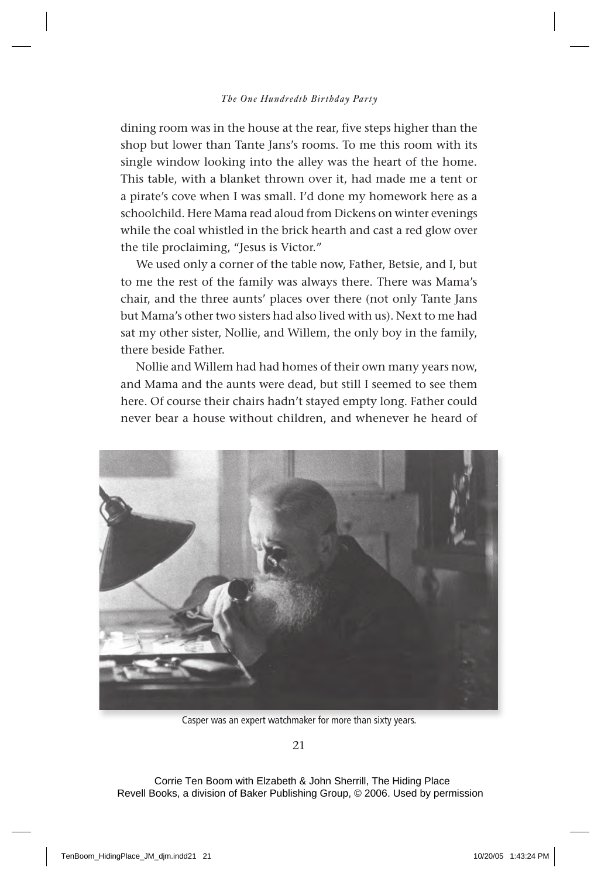dining room was in the house at the rear, five steps higher than the shop but lower than Tante Jans's rooms. To me this room with its single window looking into the alley was the heart of the home. This table, with a blanket thrown over it, had made me a tent or a pirate's cove when I was small. I'd done my homework here as a schoolchild. Here Mama read aloud from Dickens on winter evenings while the coal whistled in the brick hearth and cast a red glow over the tile proclaiming, "Jesus is Victor."

We used only a corner of the table now, Father, Betsie, and I, but to me the rest of the family was always there. There was Mama's chair, and the three aunts' places over there (not only Tante Jans but Mama's other two sisters had also lived with us). Next to me had sat my other sister, Nollie, and Willem, the only boy in the family, there beside Father.

Nollie and Willem had had homes of their own many years now, and Mama and the aunts were dead, but still I seemed to see them here. Of course their chairs hadn't stayed empty long. Father could never bear a house without children, and whenever he heard of

Casper was an expert watchmaker for more than sixty years.

Corrie Ten Boom with Elzabeth & John Sherrill, The Hiding Place
Revell Books, a division of Baker Publishing Group, © 2006. Used by permission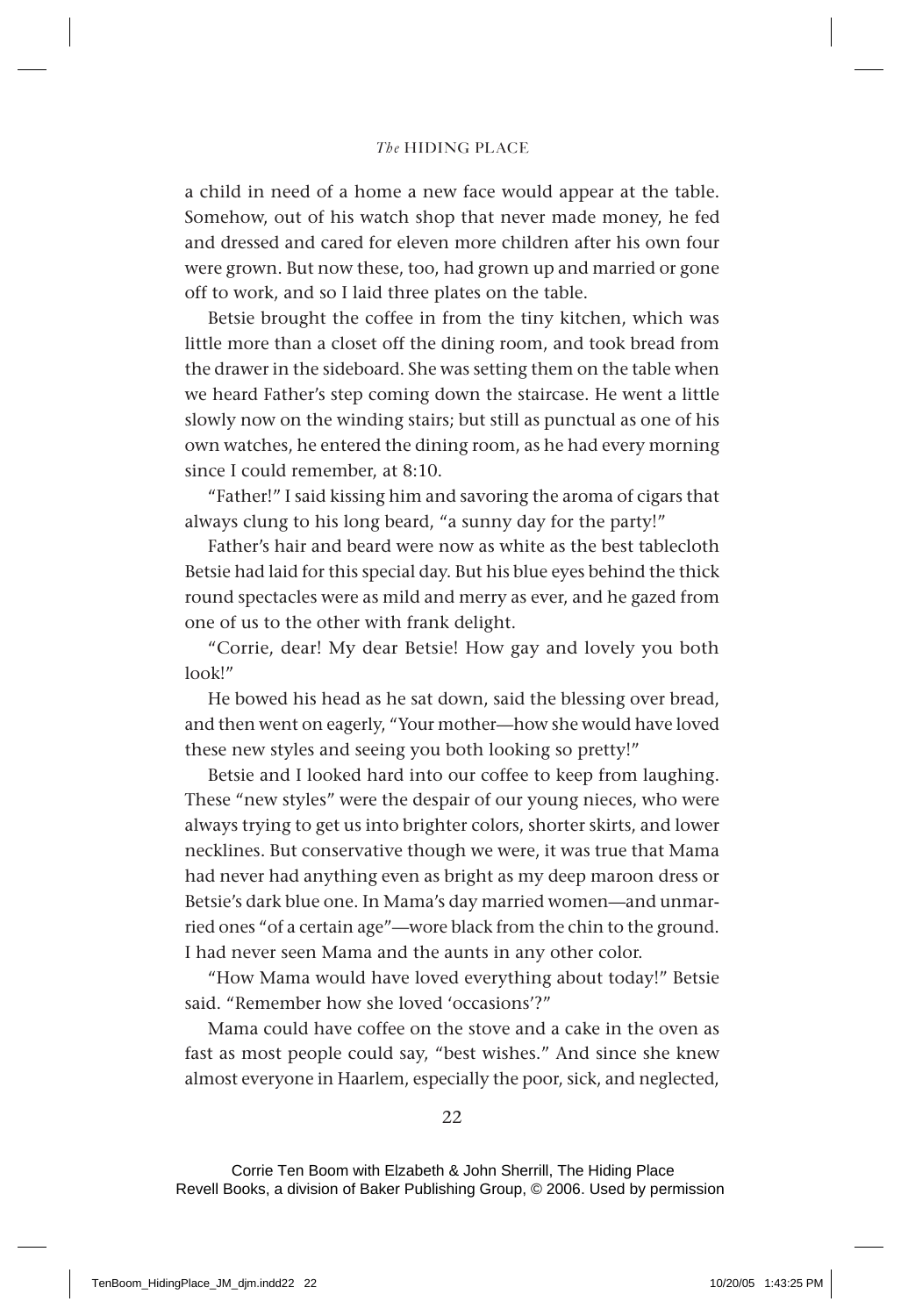a child in need of a home a new face would appear at the table. Somehow, out of his watch shop that never made money, he fed and dressed and cared for eleven more children after his own four were grown. But now these, too, had grown up and married or gone off to work, and so I laid three plates on the table.

Betsie brought the coffee in from the tiny kitchen, which was little more than a closet off the dining room, and took bread from the drawer in the sideboard. She was setting them on the table when we heard Father's step coming down the staircase. He went a little slowly now on the winding stairs; but still as punctual as one of his own watches, he entered the dining room, as he had every morning since I could remember, at 8:10.

"Father!" I said kissing him and savoring the aroma of cigars that always clung to his long beard, "a sunny day for the party!"

Father's hair and beard were now as white as the best tablecloth Betsie had laid for this special day. But his blue eyes behind the thick round spectacles were as mild and merry as ever, and he gazed from one of us to the other with frank delight.

"Corrie, dear! My dear Betsie! How gay and lovely you both look!"

He bowed his head as he sat down, said the blessing over bread, and then went on eagerly, "Your mother—how she would have loved these new styles and seeing you both looking so pretty!"

Betsie and I looked hard into our coffee to keep from laughing. These "new styles" were the despair of our young nieces, who were always trying to get us into brighter colors, shorter skirts, and lower necklines. But conservative though we were, it was true that Mama had never had anything even as bright as my deep maroon dress or Betsie's dark blue one. In Mama's day married women—and unmarried ones "of a certain age"—wore black from the chin to the ground. I had never seen Mama and the aunts in any other color.

"How Mama would have loved everything about today!" Betsie said. "Remember how she loved 'occasions'?"

Mama could have coffee on the stove and a cake in the oven as fast as most people could say, "best wishes." And since she knew almost everyone in Haarlem, especially the poor, sick, and neglected,

Corrie Ten Boom with Elzabeth & John Sherrill, The Hiding Place
Revell Books, a division of Baker Publishing Group, © 2006. Used by permission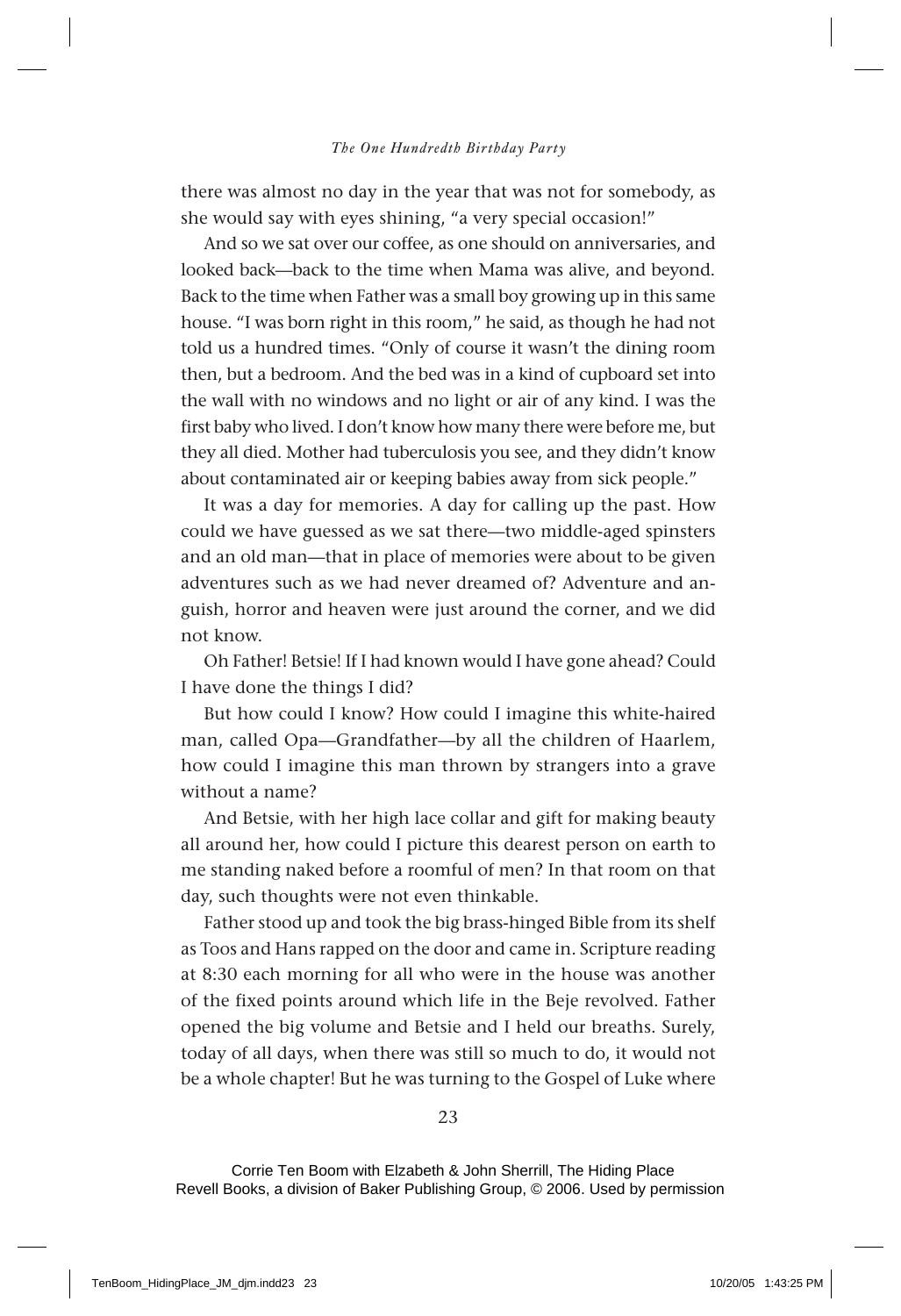there was almost no day in the year that was not for somebody, as she would say with eyes shining, "a very special occasion!"

And so we sat over our coffee, as one should on anniversaries, and looked back—back to the time when Mama was alive, and beyond. Back to the time when Father was a small boy growing up in this same house. "I was born right in this room," he said, as though he had not told us a hundred times. "Only of course it wasn't the dining room then, but a bedroom. And the bed was in a kind of cupboard set into the wall with no windows and no light or air of any kind. I was the first baby who lived. I don't know how many there were before me, but they all died. Mother had tuberculosis you see, and they didn't know about contaminated air or keeping babies away from sick people."

It was a day for memories. A day for calling up the past. How could we have guessed as we sat there—two middle-aged spinsters and an old man—that in place of memories were about to be given adventures such as we had never dreamed of? Adventure and anguish, horror and heaven were just around the corner, and we did not know.

Oh Father! Betsie! If I had known would I have gone ahead? Could I have done the things I did?

But how could I know? How could I imagine this white-haired man, called Opa—Grandfather—by all the children of Haarlem, how could I imagine this man thrown by strangers into a grave without a name?

And Betsie, with her high lace collar and gift for making beauty all around her, how could I picture this dearest person on earth to me standing naked before a roomful of men? In that room on that day, such thoughts were not even thinkable.

Father stood up and took the big brass-hinged Bible from its shelf as Toos and Hans rapped on the door and came in. Scripture reading at 8:30 each morning for all who were in the house was another of the fixed points around which life in the Beje revolved. Father opened the big volume and Betsie and I held our breaths. Surely, today of all days, when there was still so much to do, it would not be a whole chapter! But he was turning to the Gospel of Luke where

Corrie Ten Boom with Elzabeth & John Sherrill, The Hiding Place
Revell Books, a division of Baker Publishing Group, © 2006. Used by permission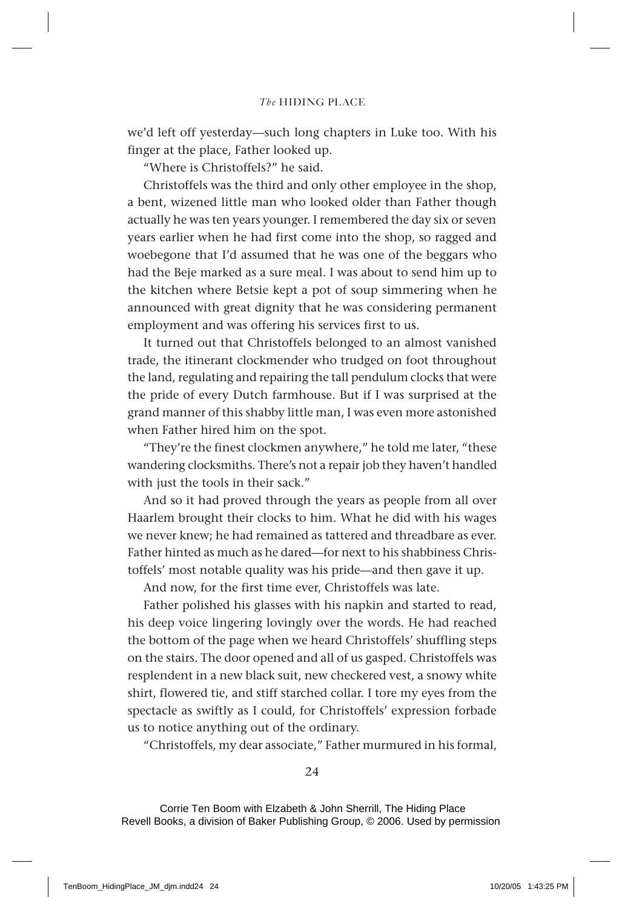we'd left off yesterday—such long chapters in Luke too. With his finger at the place, Father looked up.

"Where is Christoffels?" he said.

Christoffels was the third and only other employee in the shop, a bent, wizened little man who looked older than Father though actually he was ten years younger. I remembered the day six or seven years earlier when he had first come into the shop, so ragged and woebegone that I'd assumed that he was one of the beggars who had the Beje marked as a sure meal. I was about to send him up to the kitchen where Betsie kept a pot of soup simmering when he announced with great dignity that he was considering permanent employment and was offering his services first to us.

It turned out that Christoffels belonged to an almost vanished trade, the itinerant clockmender who trudged on foot throughout the land, regulating and repairing the tall pendulum clocks that were the pride of every Dutch farmhouse. But if I was surprised at the grand manner of this shabby little man, I was even more astonished when Father hired him on the spot.

"They're the finest clockmen anywhere," he told me later, "these wandering clocksmiths. There's not a repair job they haven't handled with just the tools in their sack."

And so it had proved through the years as people from all over Haarlem brought their clocks to him. What he did with his wages we never knew; he had remained as tattered and threadbare as ever. Father hinted as much as he dared—for next to his shabbiness Christoffels' most notable quality was his pride—and then gave it up.

And now, for the first time ever, Christoffels was late.

Father polished his glasses with his napkin and started to read, his deep voice lingering lovingly over the words. He had reached the bottom of the page when we heard Christoffels' shuffling steps on the stairs. The door opened and all of us gasped. Christoffels was resplendent in a new black suit, new checkered vest, a snowy white shirt, flowered tie, and stiff starched collar. I tore my eyes from the spectacle as swiftly as I could, for Christoffels' expression forbade us to notice anything out of the ordinary.

"Christoffels, my dear associate," Father murmured in his formal,

Corrie Ten Boom with Elzabeth & John Sherrill, The Hiding Place
Revell Books, a division of Baker Publishing Group, © 2006. Used by permission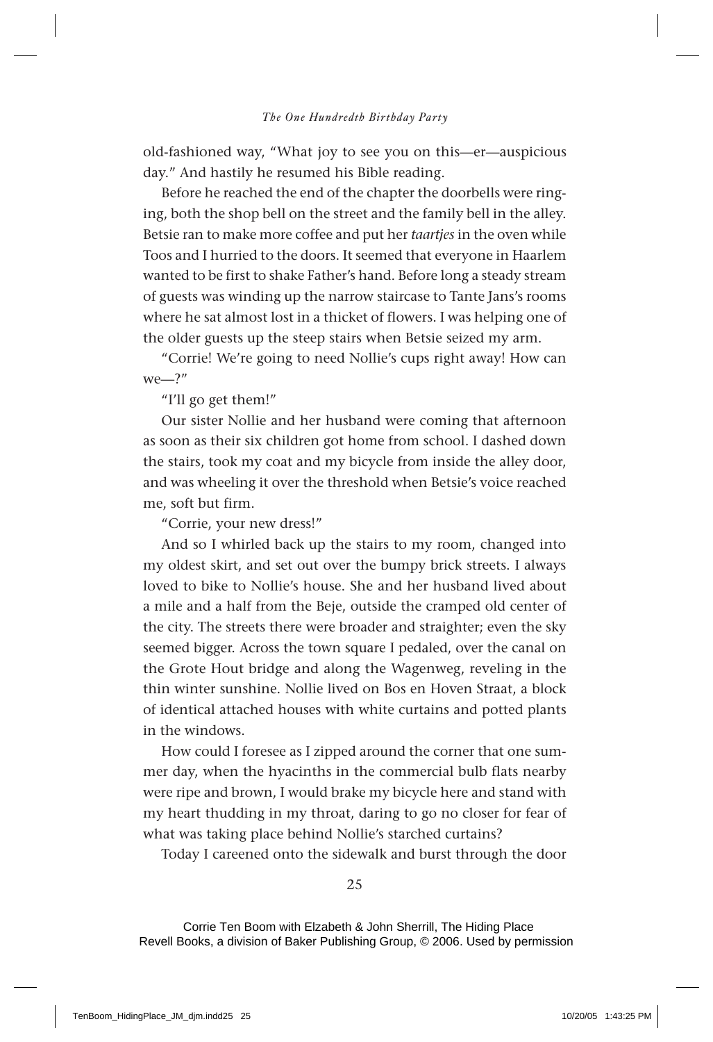old-fashioned way, "What joy to see you on this—er—auspicious day." And hastily he resumed his Bible reading.

Before he reached the end of the chapter the doorbells were ringing, both the shop bell on the street and the family bell in the alley. Betsie ran to make more coffee and put her *taartjes* in the oven while Toos and I hurried to the doors. It seemed that everyone in Haarlem wanted to be first to shake Father's hand. Before long a steady stream of guests was winding up the narrow staircase to Tante Jans's rooms where he sat almost lost in a thicket of flowers. I was helping one of the older guests up the steep stairs when Betsie seized my arm.

"Corrie! We're going to need Nollie's cups right away! How can we—?"

"I'll go get them!"

Our sister Nollie and her husband were coming that afternoon as soon as their six children got home from school. I dashed down the stairs, took my coat and my bicycle from inside the alley door, and was wheeling it over the threshold when Betsie's voice reached me, soft but firm.

"Corrie, your new dress!"

And so I whirled back up the stairs to my room, changed into my oldest skirt, and set out over the bumpy brick streets. I always loved to bike to Nollie's house. She and her husband lived about a mile and a half from the Beje, outside the cramped old center of the city. The streets there were broader and straighter; even the sky seemed bigger. Across the town square I pedaled, over the canal on the Grote Hout bridge and along the Wagenweg, reveling in the thin winter sunshine. Nollie lived on Bos en Hoven Straat, a block of identical attached houses with white curtains and potted plants in the windows.

How could I foresee as I zipped around the corner that one summer day, when the hyacinths in the commercial bulb flats nearby were ripe and brown, I would brake my bicycle here and stand with my heart thudding in my throat, daring to go no closer for fear of what was taking place behind Nollie's starched curtains?

Today I careened onto the sidewalk and burst through the door

Corrie Ten Boom with Elzabeth & John Sherrill, The Hiding Place
Revell Books, a division of Baker Publishing Group, © 2006. Used by permission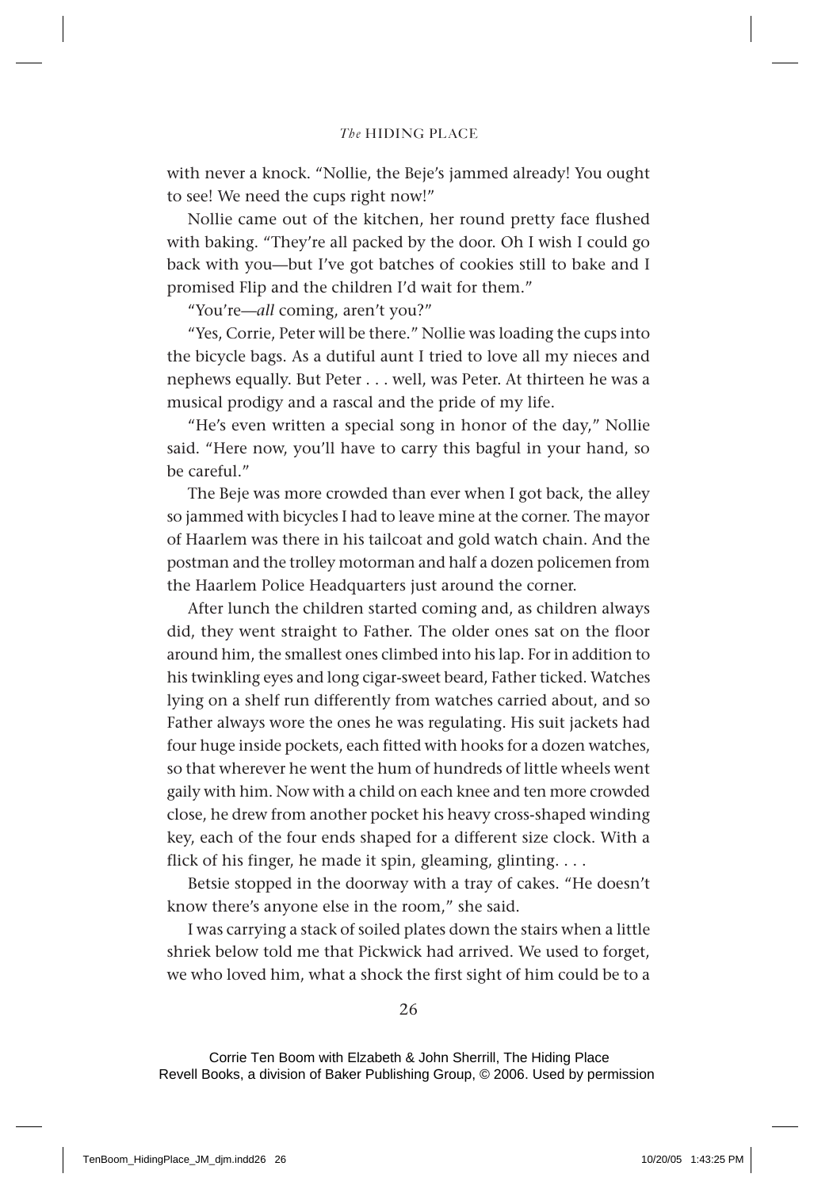with never a knock. "Nollie, the Beje's jammed already! You ought to see! We need the cups right now!"

Nollie came out of the kitchen, her round pretty face flushed with baking. "They're all packed by the door. Oh I wish I could go back with you—but I've got batches of cookies still to bake and I promised Flip and the children I'd wait for them."

"You're—*all* coming, aren't you?"

"Yes, Corrie, Peter will be there." Nollie was loading the cups into the bicycle bags. As a dutiful aunt I tried to love all my nieces and nephews equally. But Peter . . . well, was Peter. At thirteen he was a musical prodigy and a rascal and the pride of my life.

"He's even written a special song in honor of the day," Nollie said. "Here now, you'll have to carry this bagful in your hand, so be careful."

The Beje was more crowded than ever when I got back, the alley so jammed with bicycles I had to leave mine at the corner. The mayor of Haarlem was there in his tailcoat and gold watch chain. And the postman and the trolley motorman and half a dozen policemen from the Haarlem Police Headquarters just around the corner.

After lunch the children started coming and, as children always did, they went straight to Father. The older ones sat on the floor around him, the smallest ones climbed into his lap. For in addition to his twinkling eyes and long cigar-sweet beard, Father ticked. Watches lying on a shelf run differently from watches carried about, and so Father always wore the ones he was regulating. His suit jackets had four huge inside pockets, each fitted with hooks for a dozen watches, so that wherever he went the hum of hundreds of little wheels went gaily with him. Now with a child on each knee and ten more crowded close, he drew from another pocket his heavy cross-shaped winding key, each of the four ends shaped for a different size clock. With a flick of his finger, he made it spin, gleaming, glinting. . . .

Betsie stopped in the doorway with a tray of cakes. "He doesn't know there's anyone else in the room," she said.

I was carrying a stack of soiled plates down the stairs when a little shriek below told me that Pickwick had arrived. We used to forget, we who loved him, what a shock the first sight of him could be to a

Corrie Ten Boom with Elzabeth & John Sherrill, The Hiding Place
Revell Books, a division of Baker Publishing Group, © 2006. Used by permission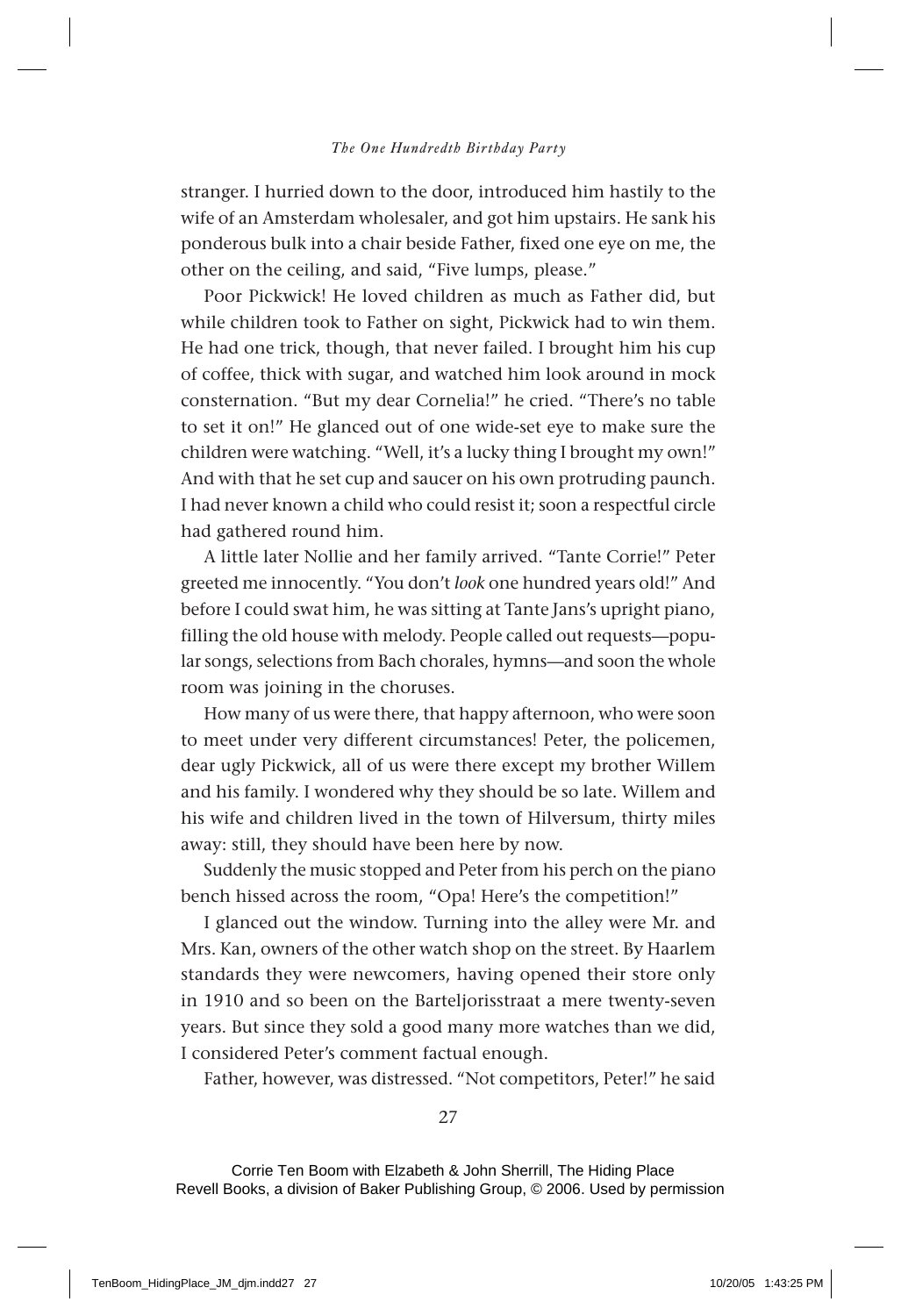stranger. I hurried down to the door, introduced him hastily to the wife of an Amsterdam wholesaler, and got him upstairs. He sank his ponderous bulk into a chair beside Father, fixed one eye on me, the other on the ceiling, and said, "Five lumps, please."

Poor Pickwick! He loved children as much as Father did, but while children took to Father on sight, Pickwick had to win them. He had one trick, though, that never failed. I brought him his cup of coffee, thick with sugar, and watched him look around in mock consternation. "But my dear Cornelia!" he cried. "There's no table to set it on!" He glanced out of one wide-set eye to make sure the children were watching. "Well, it's a lucky thing I brought my own!" And with that he set cup and saucer on his own protruding paunch. I had never known a child who could resist it; soon a respectful circle had gathered round him.

A little later Nollie and her family arrived. "Tante Corrie!" Peter greeted me innocently. "You don't *look* one hundred years old!" And before I could swat him, he was sitting at Tante Jans's upright piano, filling the old house with melody. People called out requests—popular songs, selections from Bach chorales, hymns—and soon the whole room was joining in the choruses.

How many of us were there, that happy afternoon, who were soon to meet under very different circumstances! Peter, the policemen, dear ugly Pickwick, all of us were there except my brother Willem and his family. I wondered why they should be so late. Willem and his wife and children lived in the town of Hilversum, thirty miles away: still, they should have been here by now.

Suddenly the music stopped and Peter from his perch on the piano bench hissed across the room, "Opa! Here's the competition!"

I glanced out the window. Turning into the alley were Mr. and Mrs. Kan, owners of the other watch shop on the street. By Haarlem standards they were newcomers, having opened their store only in 1910 and so been on the Barteljorisstraat a mere twenty-seven years. But since they sold a good many more watches than we did, I considered Peter's comment factual enough.

Father, however, was distressed. "Not competitors, Peter!" he said

Corrie Ten Boom with Elzabeth & John Sherrill, The Hiding Place
Revell Books, a division of Baker Publishing Group, © 2006. Used by permission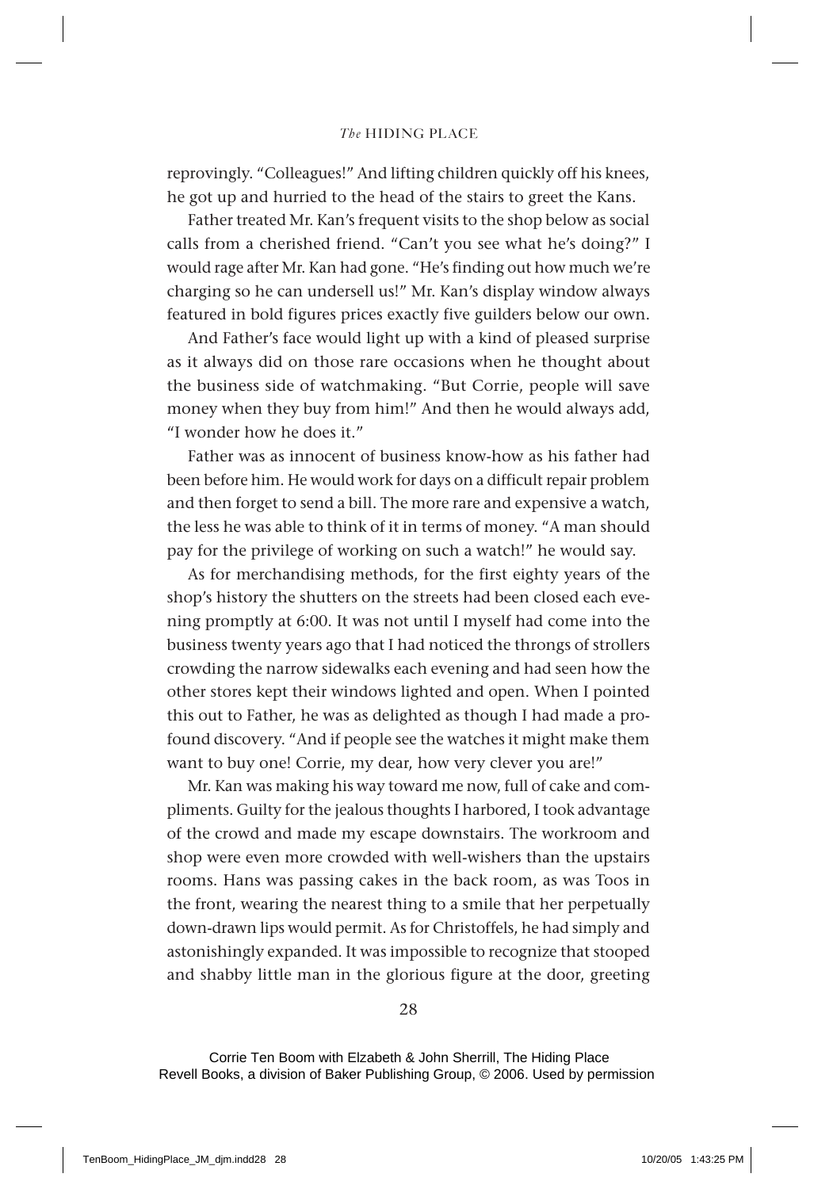reprovingly. "Colleagues!" And lifting children quickly off his knees, he got up and hurried to the head of the stairs to greet the Kans.

Father treated Mr. Kan's frequent visits to the shop below as social calls from a cherished friend. "Can't you see what he's doing?" I would rage after Mr. Kan had gone. "He's finding out how much we're charging so he can undersell us!" Mr. Kan's display window always featured in bold figures prices exactly five guilders below our own.

And Father's face would light up with a kind of pleased surprise as it always did on those rare occasions when he thought about the business side of watchmaking. "But Corrie, people will save money when they buy from him!" And then he would always add, "I wonder how he does it."

Father was as innocent of business know-how as his father had been before him. He would work for days on a difficult repair problem and then forget to send a bill. The more rare and expensive a watch, the less he was able to think of it in terms of money. "A man should pay for the privilege of working on such a watch!" he would say.

As for merchandising methods, for the first eighty years of the shop's history the shutters on the streets had been closed each evening promptly at 6:00. It was not until I myself had come into the business twenty years ago that I had noticed the throngs of strollers crowding the narrow sidewalks each evening and had seen how the other stores kept their windows lighted and open. When I pointed this out to Father, he was as delighted as though I had made a profound discovery. "And if people see the watches it might make them want to buy one! Corrie, my dear, how very clever you are!"

Mr. Kan was making his way toward me now, full of cake and compliments. Guilty for the jealous thoughts I harbored, I took advantage of the crowd and made my escape downstairs. The workroom and shop were even more crowded with well-wishers than the upstairs rooms. Hans was passing cakes in the back room, as was Toos in the front, wearing the nearest thing to a smile that her perpetually down-drawn lips would permit. As for Christoffels, he had simply and astonishingly expanded. It was impossible to recognize that stooped and shabby little man in the glorious figure at the door, greeting

Corrie Ten Boom with Elzabeth & John Sherrill, The Hiding Place
Revell Books, a division of Baker Publishing Group, © 2006. Used by permission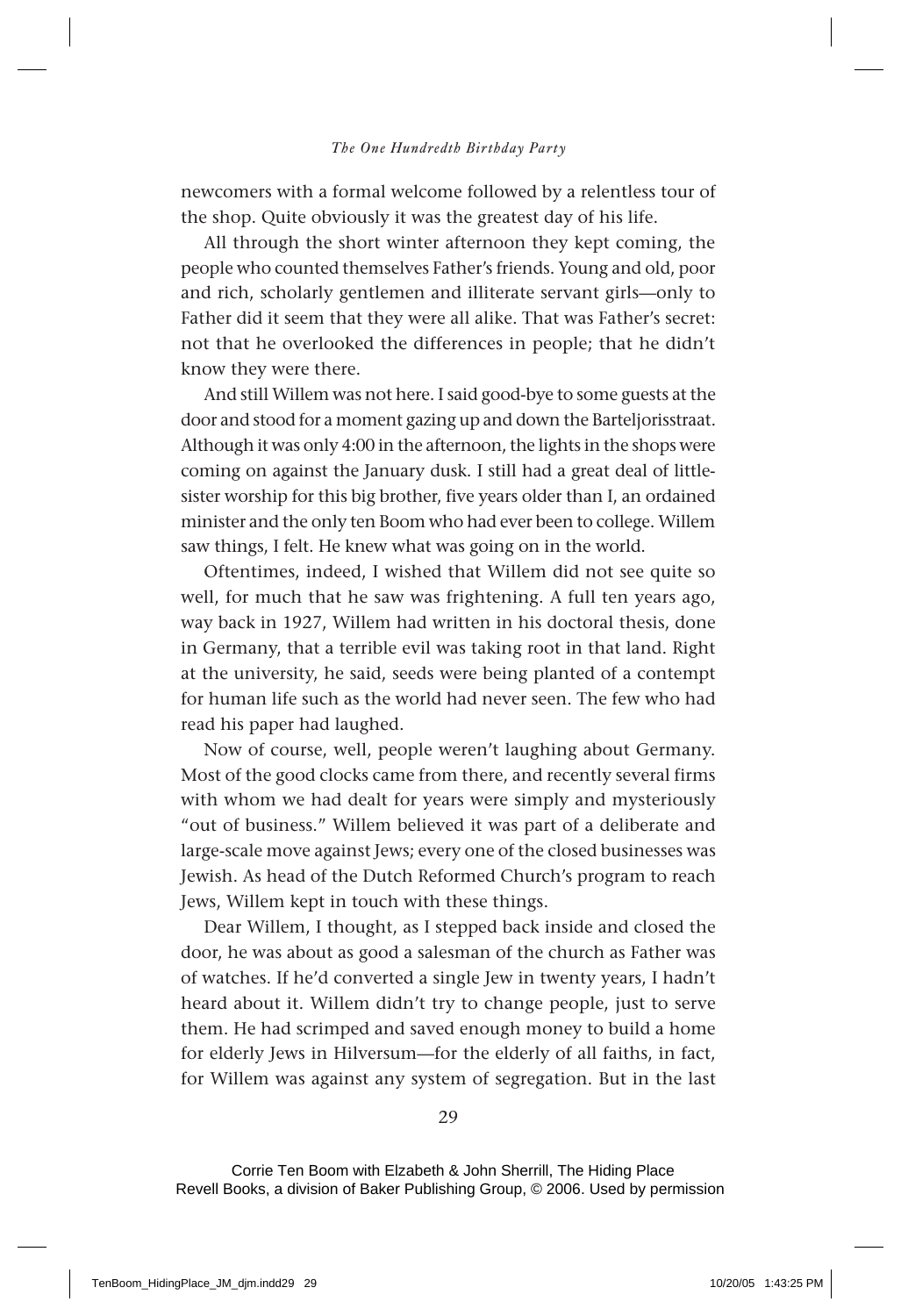newcomers with a formal welcome followed by a relentless tour of the shop. Quite obviously it was the greatest day of his life.

All through the short winter afternoon they kept coming, the people who counted themselves Father's friends. Young and old, poor and rich, scholarly gentlemen and illiterate servant girls—only to Father did it seem that they were all alike. That was Father's secret: not that he overlooked the differences in people; that he didn't know they were there.

And still Willem was not here. I said good-bye to some guests at the door and stood for a moment gazing up and down the Barteljorisstraat. Although it was only 4:00 in the afternoon, the lights in the shops were coming on against the January dusk. I still had a great deal of little-sister worship for this big brother, five years older than I, an ordained minister and the only ten Boom who had ever been to college. Willem saw things, I felt. He knew what was going on in the world.

Oftentimes, indeed, I wished that Willem did not see quite so well, for much that he saw was frightening. A full ten years ago, way back in 1927, Willem had written in his doctoral thesis, done in Germany, that a terrible evil was taking root in that land. Right at the university, he said, seeds were being planted of a contempt for human life such as the world had never seen. The few who had read his paper had laughed.

Now of course, well, people weren't laughing about Germany. Most of the good clocks came from there, and recently several firms with whom we had dealt for years were simply and mysteriously "out of business." Willem believed it was part of a deliberate and large-scale move against Jews; every one of the closed businesses was Jewish. As head of the Dutch Reformed Church's program to reach Jews, Willem kept in touch with these things.

Dear Willem, I thought, as I stepped back inside and closed the door, he was about as good a salesman of the church as Father was of watches. If he'd converted a single Jew in twenty years, I hadn't heard about it. Willem didn't try to change people, just to serve them. He had scrimped and saved enough money to build a home for elderly Jews in Hilversum—for the elderly of all faiths, in fact, for Willem was against any system of segregation. But in the last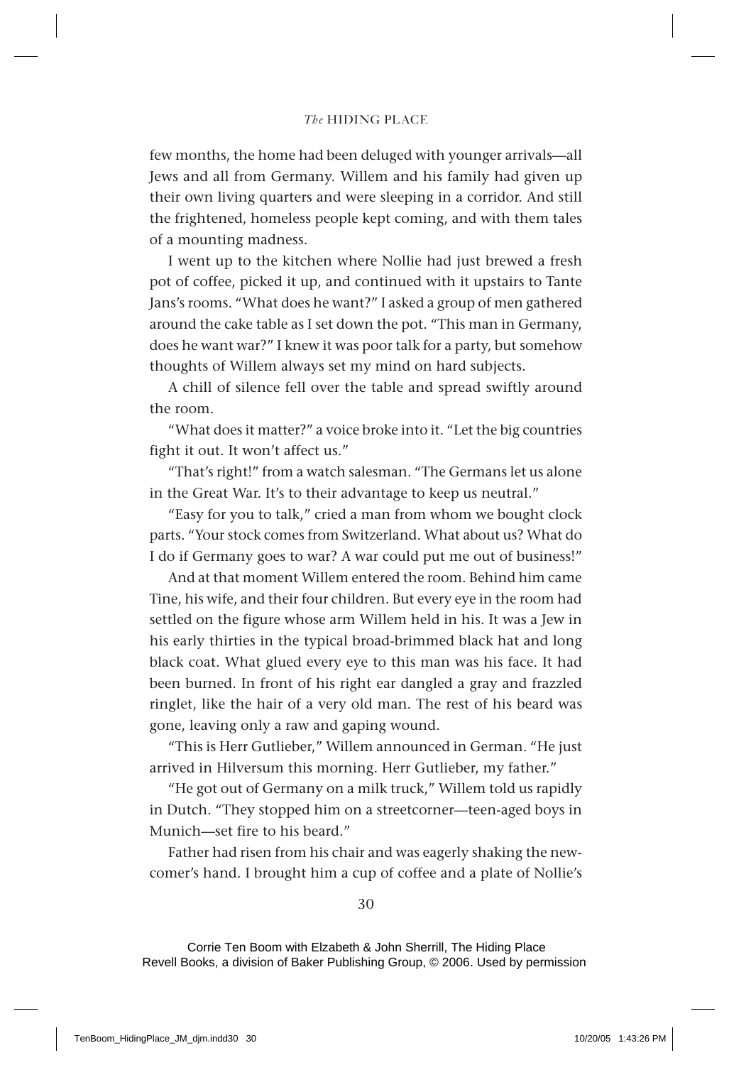few months, the home had been deluged with younger arrivals—all Jews and all from Germany. Willem and his family had given up their own living quarters and were sleeping in a corridor. And still the frightened, homeless people kept coming, and with them tales of a mounting madness.

I went up to the kitchen where Nollie had just brewed a fresh pot of coffee, picked it up, and continued with it upstairs to Tante Jans's rooms. "What does he want?" I asked a group of men gathered around the cake table as I set down the pot. "This man in Germany, does he want war?" I knew it was poor talk for a party, but somehow thoughts of Willem always set my mind on hard subjects.

A chill of silence fell over the table and spread swiftly around the room.

"What does it matter?" a voice broke into it. "Let the big countries fight it out. It won't affect us."

"That's right!" from a watch salesman. "The Germans let us alone in the Great War. It's to their advantage to keep us neutral."

"Easy for you to talk," cried a man from whom we bought clock parts. "Your stock comes from Switzerland. What about us? What do I do if Germany goes to war? A war could put me out of business!"

And at that moment Willem entered the room. Behind him came Tine, his wife, and their four children. But every eye in the room had settled on the figure whose arm Willem held in his. It was a Jew in his early thirties in the typical broad-brimmed black hat and long black coat. What glued every eye to this man was his face. It had been burned. In front of his right ear dangled a gray and frazzled ringlet, like the hair of a very old man. The rest of his beard was gone, leaving only a raw and gaping wound.

"This is Herr Gutlieber," Willem announced in German. "He just arrived in Hilversum this morning. Herr Gutlieber, my father."

"He got out of Germany on a milk truck," Willem told us rapidly in Dutch. "They stopped him on a streetcorner—teen-aged boys in Munich—set fire to his beard."

Father had risen from his chair and was eagerly shaking the newcomer's hand. I brought him a cup of coffee and a plate of Nollie's

Corrie Ten Boom with Elzabeth & John Sherrill, The Hiding Place
Revell Books, a division of Baker Publishing Group, © 2006. Used by permission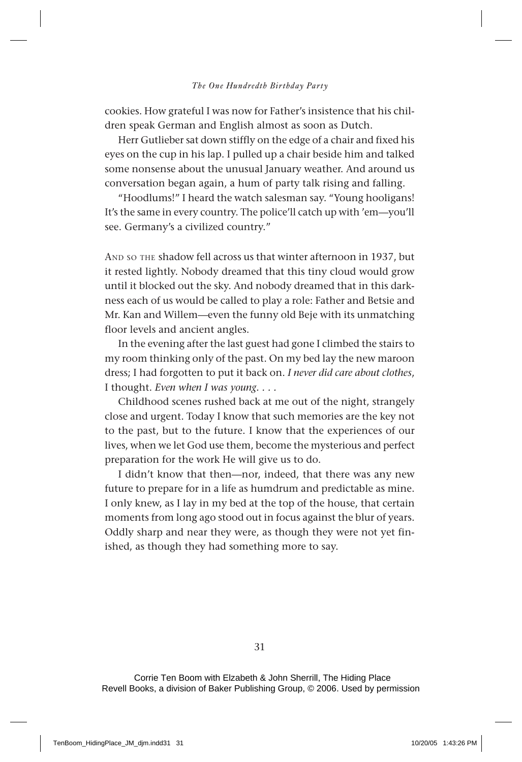cookies. How grateful I was now for Father's insistence that his children speak German and English almost as soon as Dutch.

Herr Gutlieber sat down stiffly on the edge of a chair and fixed his eyes on the cup in his lap. I pulled up a chair beside him and talked some nonsense about the unusual January weather. And around us conversation began again, a hum of party talk rising and falling.

"Hoodlums!" I heard the watch salesman say. "Young hooligans! It's the same in every country. The police'll catch up with 'em—you'll see. Germany's a civilized country."

AND SO THE shadow fell across us that winter afternoon in 1937, but it rested lightly. Nobody dreamed that this tiny cloud would grow until it blocked out the sky. And nobody dreamed that in this darkness each of us would be called to play a role: Father and Betsie and Mr. Kan and Willem—even the funny old Beje with its unmatching floor levels and ancient angles.

In the evening after the last guest had gone I climbed the stairs to my room thinking only of the past. On my bed lay the new maroon dress; I had forgotten to put it back on. *I never did care about clothes*, I thought. *Even when I was young. . . .*

Childhood scenes rushed back at me out of the night, strangely close and urgent. Today I know that such memories are the key not to the past, but to the future. I know that the experiences of our lives, when we let God use them, become the mysterious and perfect preparation for the work He will give us to do.

I didn't know that then—nor, indeed, that there was any new future to prepare for in a life as humdrum and predictable as mine. I only knew, as I lay in my bed at the top of the house, that certain moments from long ago stood out in focus against the blur of years. Oddly sharp and near they were, as though they were not yet finished, as though they had something more to say.

Corrie Ten Boom with Elzabeth & John Sherrill, The Hiding Place
Revell Books, a division of Baker Publishing Group, © 2006. Used by permission